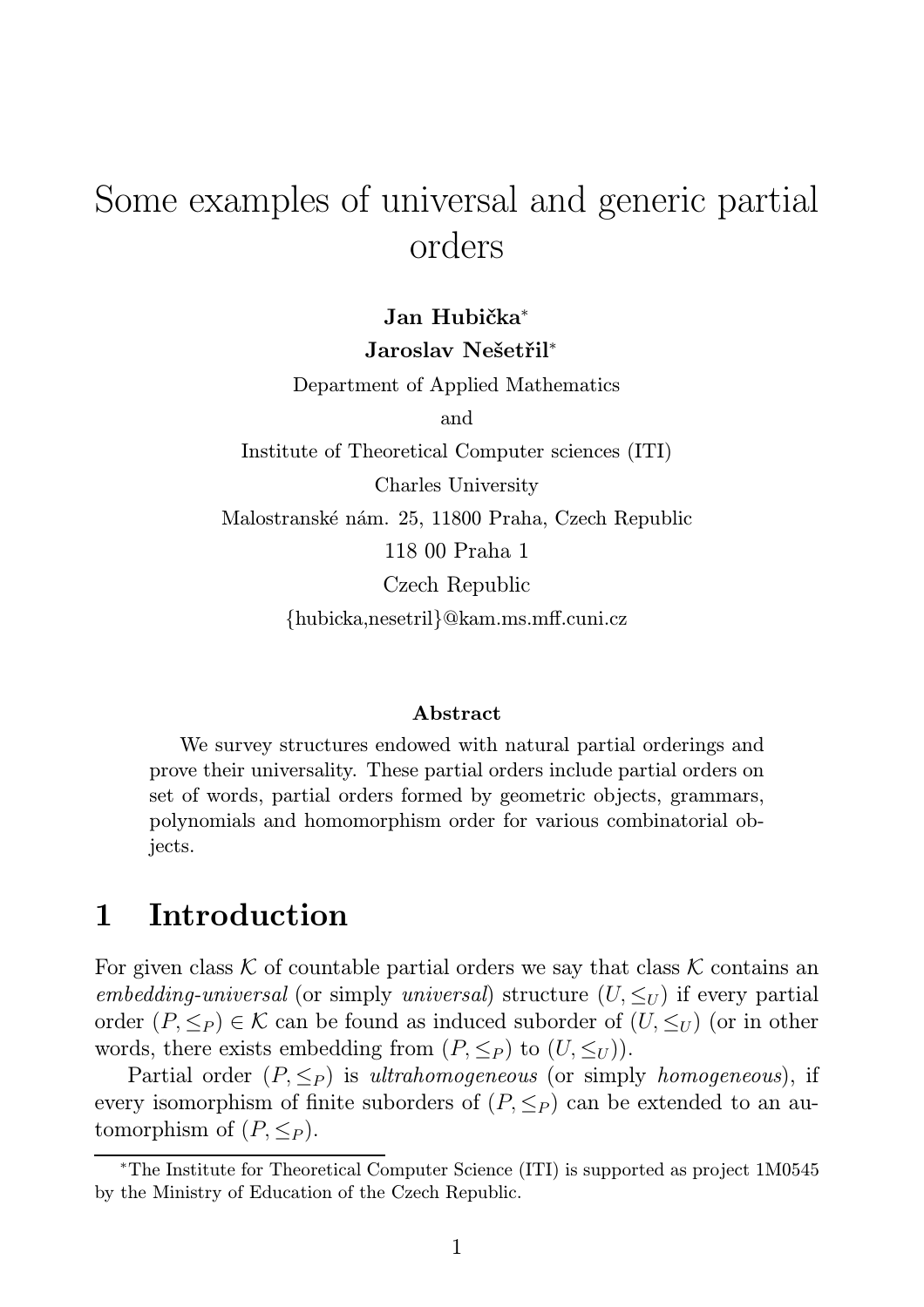# Some examples of universal and generic partial orders

**Jan Hubička***
**Jaroslav Nešetřil***

Department of Applied Mathematics
and
Institute of Theoretical Computer sciences (ITI)
Charles University
Malostranské nám. 25, 11800 Praha, Czech Republic
118 00 Praha 1
Czech Republic
{hubicka,nesetril}@kam.ms.mff.cuni.cz

### Abstract

We survey structures endowed with natural partial orderings and prove their universality. These partial orders include partial orders on set of words, partial orders formed by geometric objects, grammars, polynomials and homomorphism order for various combinatorial objects.

## 1 Introduction

For given class $\mathcal{K}$ of countable partial orders we say that class $\mathcal{K}$ contains an *embedding-universal* (or simply *universal*) structure $(U, \leq_U)$ if every partial order $(P, \leq_P) \in \mathcal{K}$ can be found as induced suborder of $(U, \leq_U)$ (or in other words, there exists embedding from $(P, \leq_P)$ to $(U, \leq_U)$).

Partial order $(P, \leq_P)$ is *ultrahomogeneous* (or simply *homogeneous*), if every isomorphism of finite suborders of $(P, \leq_P)$ can be extended to an automorphism of $(P, \leq_P)$.

*The Institute for Theoretical Computer Science (ITI) is supported as project 1M0545 by the Ministry of Education of the Czech Republic.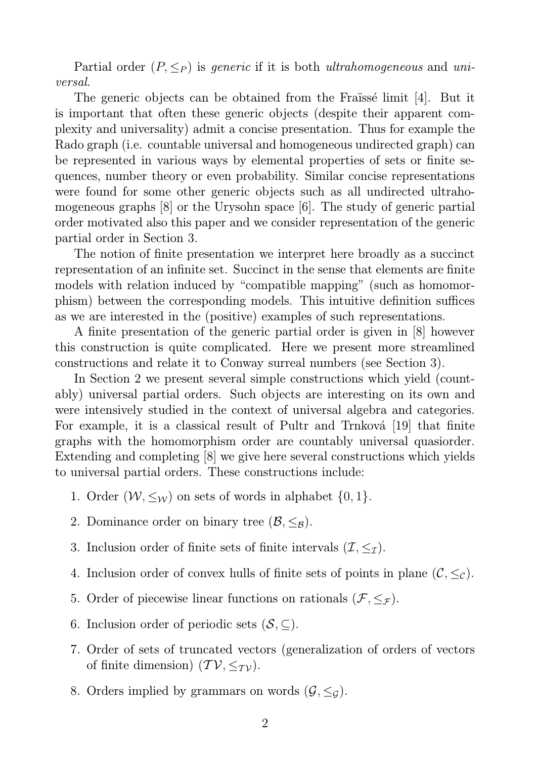Partial order $(P, \leq_P)$ is *generic* if it is both *ultrahomogeneous* and *universal*.

The generic objects can be obtained from the Fraïssé limit [4]. But it is important that often these generic objects (despite their apparent complexity and universality) admit a concise presentation. Thus for example the Rado graph (i.e. countable universal and homogeneous undirected graph) can be represented in various ways by elemental properties of sets or finite sequences, number theory or even probability. Similar concise representations were found for some other generic objects such as all undirected ultrahomogeneous graphs [8] or the Urysohn space [6]. The study of generic partial order motivated also this paper and we consider representation of the generic partial order in Section 3.

The notion of finite presentation we interpret here broadly as a succinct representation of an infinite set. Succinct in the sense that elements are finite models with relation induced by "compatible mapping" (such as homomorphism) between the corresponding models. This intuitive definition suffices as we are interested in the (positive) examples of such representations.

A finite presentation of the generic partial order is given in [8] however this construction is quite complicated. Here we present more streamlined constructions and relate it to Conway surreal numbers (see Section 3).

In Section 2 we present several simple constructions which yield (countably) universal partial orders. Such objects are interesting on its own and were intensively studied in the context of universal algebra and categories. For example, it is a classical result of Pultr and Trnková [19] that finite graphs with the homomorphism order are countably universal quasiorder. Extending and completing [8] we give here several constructions which yields to universal partial orders. These constructions include:

1. Order $(\mathcal{W}, \leq_{\mathcal{W}})$ on sets of words in alphabet $\{0, 1\}$.
2. Dominance order on binary tree $(\mathcal{B}, \leq_{\mathcal{B}})$.
3. Inclusion order of finite sets of finite intervals $(\mathcal{I}, \leq_{\mathcal{I}})$.
4. Inclusion order of convex hulls of finite sets of points in plane $(\mathcal{C}, \leq_{\mathcal{C}})$.
5. Order of piecewise linear functions on rationals $(\mathcal{F}, \leq_{\mathcal{F}})$.
6. Inclusion order of periodic sets $(\mathcal{S}, \subseteq)$.
7. Order of sets of truncated vectors (generalization of orders of vectors of finite dimension) $(\mathcal{TV}, \leq_{\mathcal{TV}})$.
8. Orders implied by grammars on words $(\mathcal{G}, \leq_{\mathcal{G}})$.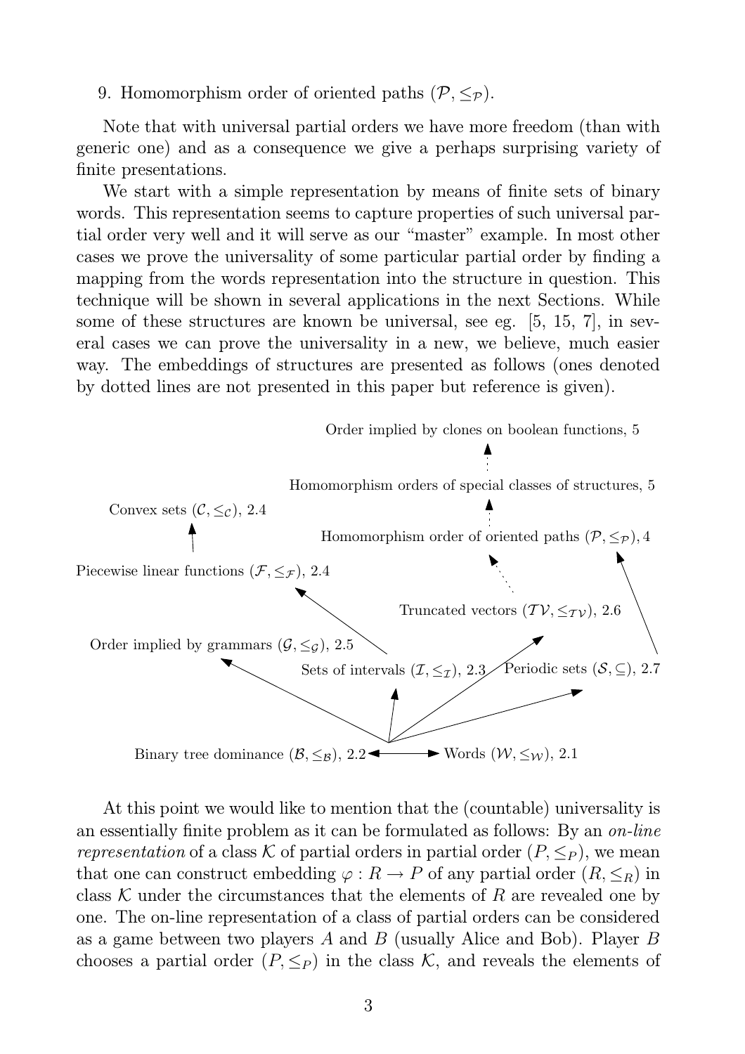9. Homomorphism order of oriented paths $(\mathcal{P}, \leq_{\mathcal{P}})$.

Note that with universal partial orders we have more freedom (than with generic one) and as a consequence we give a perhaps surprising variety of finite presentations.

We start with a simple representation by means of finite sets of binary words. This representation seems to capture properties of such universal partial order very well and it will serve as our "master" example. In most other cases we prove the universality of some particular partial order by finding a mapping from the words representation into the structure in question. This technique will be shown in several applications in the next Sections. While some of these structures are known be universal, see eg. [5, 15, 7], in several cases we can prove the universality in a new, we believe, much easier way. The embeddings of structures are presented as follows (ones denoted by dotted lines are not presented in this paper but reference is given).

Order implied by clones on boolean functions, 5

Homomorphism orders of special classes of structures, 5

Convex sets $(\mathcal{C}, \leq_{\mathcal{C}})$, 2.4

Homomorphism order of oriented paths $(\mathcal{P}, \leq_{\mathcal{P}})$, 4

Piecewise linear functions $(\mathcal{F}, \leq_{\mathcal{F}})$, 2.4

Truncated vectors $(\mathcal{TV}, \leq_{\mathcal{TV}})$, 2.6

Order implied by grammars $(\mathcal{G}, \leq_{\mathcal{G}})$, 2.5

Sets of intervals $(\mathcal{I}, \leq_{\mathcal{I}})$, 2.3

Periodic sets $(\mathcal{S}, \subseteq)$, 2.7

Binary tree dominance $(\mathcal{B}, \leq_{\mathcal{B}})$, 2.2

Words $(\mathcal{W}, \leq_{\mathcal{W}})$, 2.1

At this point we would like to mention that the (countable) universality is an essentially finite problem as it can be formulated as follows: By an *on-line representation* of a class $\mathcal{K}$ of partial orders in partial order $(P, \leq_P)$, we mean that one can construct embedding $\varphi : R \to P$ of any partial order $(R, \leq_R)$ in class $\mathcal{K}$ under the circumstances that the elements of $R$ are revealed one by one. The on-line representation of a class of partial orders can be considered as a game between two players $A$ and $B$ (usually Alice and Bob). Player $B$ chooses a partial order $(P, \leq_P)$ in the class $\mathcal{K}$, and reveals the elements of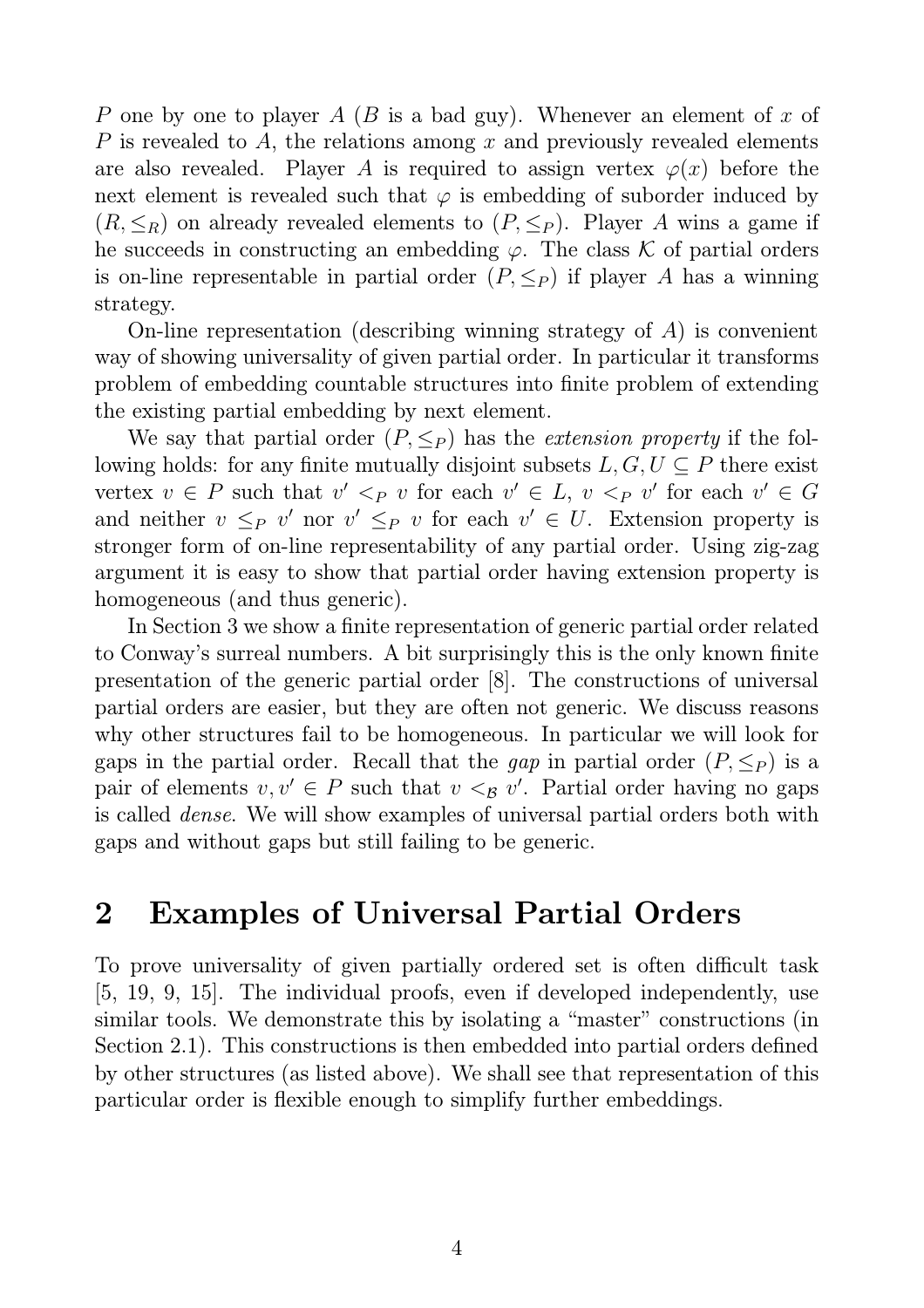$P$ one by one to player $A$ ($B$ is a bad guy). Whenever an element of $x$ of $P$ is revealed to $A$, the relations among $x$ and previously revealed elements are also revealed. Player $A$ is required to assign vertex $\varphi(x)$ before the next element is revealed such that $\varphi$ is embedding of suborder induced by $(R, \leq_R)$ on already revealed elements to $(P, \leq_P)$. Player $A$ wins a game if he succeeds in constructing an embedding $\varphi$. The class $\mathcal{K}$ of partial orders is on-line representable in partial order $(P, \leq_P)$ if player $A$ has a winning strategy.

On-line representation (describing winning strategy of $A$) is convenient way of showing universality of given partial order. In particular it transforms problem of embedding countable structures into finite problem of extending the existing partial embedding by next element.

We say that partial order $(P, \leq_P)$ has the *extension property* if the following holds: for any finite mutually disjoint subsets $L, G, U \subseteq P$ there exist vertex $v \in P$ such that $v' <_P v$ for each $v' \in L$, $v <_P v'$ for each $v' \in G$ and neither $v \leq_P v'$ nor $v' \leq_P v$ for each $v' \in U$. Extension property is stronger form of on-line representability of any partial order. Using zig-zag argument it is easy to show that partial order having extension property is homogeneous (and thus generic).

In Section 3 we show a finite representation of generic partial order related to Conway's surreal numbers. A bit surprisingly this is the only known finite presentation of the generic partial order [8]. The constructions of universal partial orders are easier, but they are often not generic. We discuss reasons why other structures fail to be homogeneous. In particular we will look for gaps in the partial order. Recall that the *gap* in partial order $(P, \leq_P)$ is a pair of elements $v, v' \in P$ such that $v <_{\mathcal{B}} v'$. Partial order having no gaps is called *dense*. We will show examples of universal partial orders both with gaps and without gaps but still failing to be generic.

## 2 Examples of Universal Partial Orders

To prove universality of given partially ordered set is often difficult task [5, 19, 9, 15]. The individual proofs, even if developed independently, use similar tools. We demonstrate this by isolating a "master" constructions (in Section 2.1). This constructions is then embedded into partial orders defined by other structures (as listed above). We shall see that representation of this particular order is flexible enough to simplify further embeddings.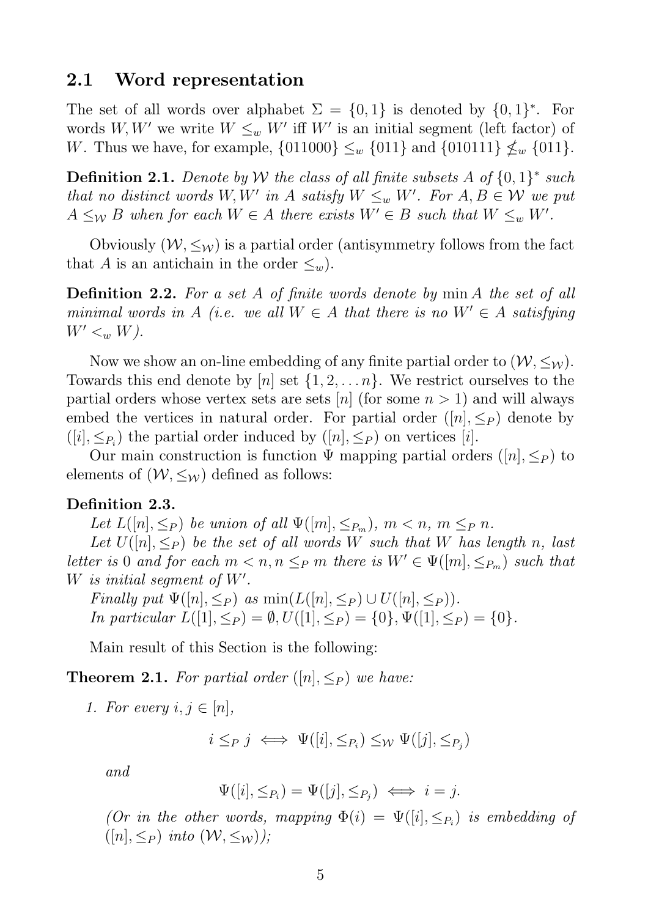## 2.1 Word representation

The set of all words over alphabet $\Sigma = \{0, 1\}$ is denoted by $\{0, 1\}^*$. For words $W, W'$ we write $W \leq_w W'$ iff $W'$ is an initial segment (left factor) of $W$. Thus we have, for example, $\{011000\} \leq_w \{011\}$ and $\{010111\} \not\leq_w \{011\}$.

**Definition 2.1.** *Denote by $\mathcal{W}$ the class of all finite subsets $A$ of $\{0, 1\}^*$ such that no distinct words $W, W'$ in $A$ satisfy $W \leq_w W'$. For $A, B \in \mathcal{W}$ we put $A \leq_{\mathcal{W}} B$ when for each $W \in A$ there exists $W' \in B$ such that $W \leq_w W'$.*

Obviously $(\mathcal{W}, \leq_{\mathcal{W}})$ is a partial order (antisymmetry follows from the fact that $A$ is an antichain in the order $\leq_w$).

**Definition 2.2.** *For a set $A$ of finite words denote by $\min A$ the set of all minimal words in $A$ (i.e. we all $W \in A$ that there is no $W' \in A$ satisfying $W' <_w W$).*

Now we show an on-line embedding of any finite partial order to $(\mathcal{W}, \leq_{\mathcal{W}})$. Towards this end denote by $[n]$ set $\{1, 2, \dots n\}$. We restrict ourselves to the partial orders whose vertex sets are sets $[n]$ (for some $n > 1$) and will always embed the vertices in natural order. For partial order $([n], \leq_P)$ denote by $([i], \leq_{P_i})$ the partial order induced by $([n], \leq_P)$ on vertices $[i]$.

Our main construction is function $\Psi$ mapping partial orders $([n], \leq_P)$ to elements of $(\mathcal{W}, \leq_{\mathcal{W}})$ defined as follows:

**Definition 2.3.**

*Let $L([n], \leq_P)$ be union of all $\Psi([m], \leq_{P_m})$, $m < n$, $m \leq_P n$.*

*Let $U([n], \leq_P)$ be the set of all words $W$ such that $W$ has length $n$, last letter is 0 and for each $m < n, n \leq_P m$ there is $W' \in \Psi([m], \leq_{P_m})$ such that $W$ is initial segment of $W'$.*

*Finally put $\Psi([n], \leq_P)$ as $\min(L([n], \leq_P) \cup U([n], \leq_P))$.*

*In particular $L([1], \leq_P) = \emptyset, U([1], \leq_P) = \{0\}, \Psi([1], \leq_P) = \{0\}$.*

Main result of this Section is the following:

**Theorem 2.1.** *For partial order $([n], \leq_P)$ we have:*

1. *For every $i, j \in [n]$,*

$$i \leq_P j \iff \Psi([i], \leq_{P_i}) \leq_{\mathcal{W}} \Psi([j], \leq_{P_j})$$

*and*

$$\Psi([i], \leq_{P_i}) = \Psi([j], \leq_{P_j}) \iff i = j.$$

*(Or in the other words, mapping $\Phi(i) = \Psi([i], \leq_{P_i})$ is embedding of $([n], \leq_P)$ into $(\mathcal{W}, \leq_{\mathcal{W}})$);*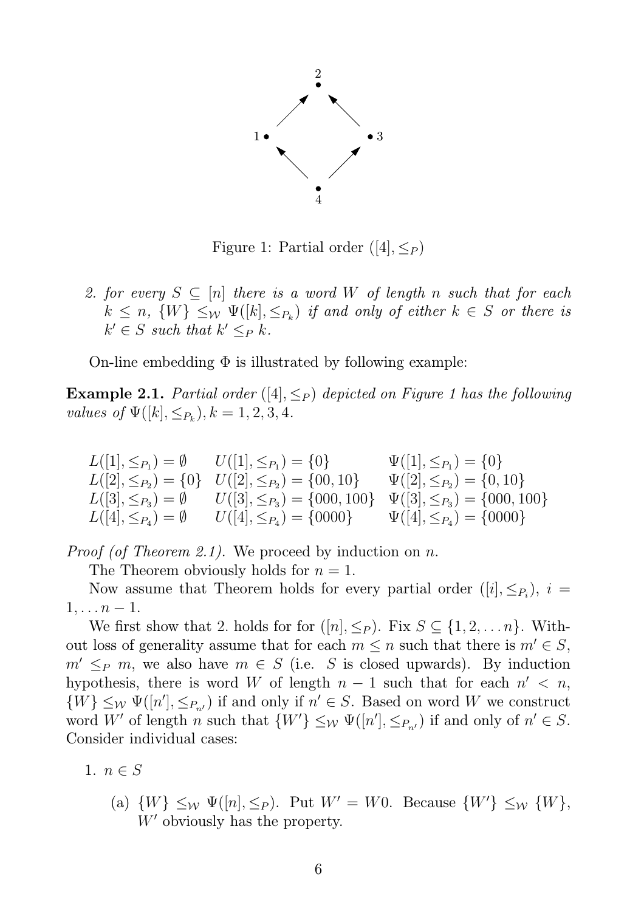Figure 1: Partial order $([4], \leq_P)$

2. *for every $S \subseteq [n]$ there is a word $W$ of length $n$ such that for each $k \leq n$, $\{W\} \leq_{\mathcal{W}} \Psi([k], \leq_{P_k})$ if and only of either $k \in S$ or there is $k' \in S$ such that $k' \leq_P k$.*

On-line embedding $\Phi$ is illustrated by following example:

**Example 2.1.** *Partial order $([4], \leq_P)$ depicted on Figure 1 has the following values of $\Psi([k], \leq_{P_k}), k = 1, 2, 3, 4$.*

$$
\begin{array}{lll}
L([1], \leq_{P_1}) = \emptyset & U([1], \leq_{P_1}) = \{0\} & \Psi([1], \leq_{P_1}) = \{0\} \\
L([2], \leq_{P_2}) = \{0\} & U([2], \leq_{P_2}) = \{00, 10\} & \Psi([2], \leq_{P_2}) = \{0, 10\} \\
L([3], \leq_{P_3}) = \emptyset & U([3], \leq_{P_3}) = \{000, 100\} & \Psi([3], \leq_{P_3}) = \{000, 100\} \\
L([4], \leq_{P_4}) = \emptyset & U([4], \leq_{P_4}) = \{0000\} & \Psi([4], \leq_{P_4}) = \{0000\}
\end{array}
$$

*Proof (of Theorem 2.1).* We proceed by induction on $n$.

The Theorem obviously holds for $n = 1$.

Now assume that Theorem holds for every partial order $([i], \leq_{P_i})$, $i = 1, \ldots n - 1$.

We first show that 2. holds for for $([n], \leq_P)$. Fix $S \subseteq \{1, 2, \ldots n\}$. Without loss of generality assume that for each $m \leq n$ such that there is $m' \in S$, $m' \leq_P m$, we also have $m \in S$ (i.e. $S$ is closed upwards). By induction hypothesis, there is word $W$ of length $n - 1$ such that for each $n' < n$, $\{W\} \leq_{\mathcal{W}} \Psi([n'], \leq_{P_{n'}})$ if and only if $n' \in S$. Based on word $W$ we construct word $W'$ of length $n$ such that $\{W'\} \leq_{\mathcal{W}} \Psi([n'], \leq_{P_{n'}})$ if and only of $n' \in S$. Consider individual cases:

1. $n \in S$

   (a) $\{W\} \leq_{\mathcal{W}} \Psi([n], \leq_P)$. Put $W' = W0$. Because $\{W'\} \leq_{\mathcal{W}} \{W\}$, $W'$ obviously has the property.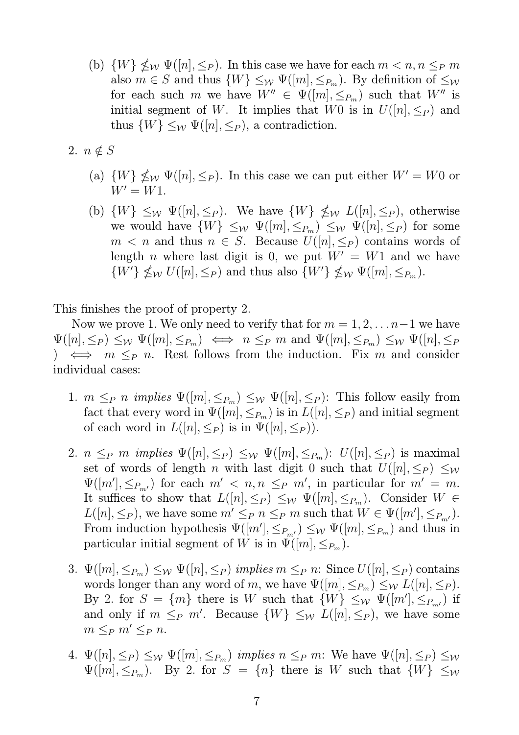(b) $\{W\} \not\leq_{\mathcal{W}} \Psi([n], \leq_P)$. In this case we have for each $m < n, n \leq_P m$ also $m \in S$ and thus $\{W\} \leq_{\mathcal{W}} \Psi([m], \leq_{P_m})$. By definition of $\leq_{\mathcal{W}}$ for each such $m$ we have $W'' \in \Psi([m], \leq_{P_m})$ such that $W''$ is initial segment of $W$. It implies that $W0$ is in $U([n], \leq_P)$ and thus $\{W\} \leq_{\mathcal{W}} \Psi([n], \leq_P)$, a contradiction.

2. $n \notin S$

   (a) $\{W\} \not\leq_{\mathcal{W}} \Psi([n], \leq_P)$. In this case we can put either $W' = W0$ or $W' = W1$.

   (b) $\{W\} \leq_{\mathcal{W}} \Psi([n], \leq_P)$. We have $\{W\} \not\leq_{\mathcal{W}} L([n], \leq_P)$, otherwise we would have $\{W\} \leq_{\mathcal{W}} \Psi([m], \leq_{P_m}) \leq_{\mathcal{W}} \Psi([n], \leq_P)$ for some $m < n$ and thus $n \in S$. Because $U([n], \leq_P)$ contains words of length $n$ where last digit is 0, we put $W' = W1$ and we have $\{W'\} \not\leq_{\mathcal{W}} U([n], \leq_P)$ and thus also $\{W'\} \not\leq_{\mathcal{W}} \Psi([m], \leq_{P_m})$.

This finishes the proof of property 2.

Now we prove 1. We only need to verify that for $m = 1, 2, \ldots n-1$ we have $\Psi([n], \leq_P) \leq_{\mathcal{W}} \Psi([m], \leq_{P_m}) \iff n \leq_P m$ and $\Psi([m], \leq_{P_m}) \leq_{\mathcal{W}} \Psi([n], \leq_P) \iff m \leq_P n$. Rest follows from the induction. Fix $m$ and consider individual cases:

1. *$m \leq_P n$ implies $\Psi([m], \leq_{P_m}) \leq_{\mathcal{W}} \Psi([n], \leq_P)$*: This follow easily from fact that every word in $\Psi([m], \leq_{P_m})$ is in $L([n], \leq_P)$ and initial segment of each word in $L([n], \leq_P)$ is in $\Psi([n], \leq_P)$).

2. *$n \leq_P m$ implies $\Psi([n], \leq_P) \leq_{\mathcal{W}} \Psi([m], \leq_{P_m})$*: $U([n], \leq_P)$ is maximal set of words of length $n$ with last digit 0 such that $U([n], \leq_P) \leq_{\mathcal{W}} \Psi([m'], \leq_{P_{m'}})$ for each $m' < n, n \leq_P m'$, in particular for $m' = m$. It suffices to show that $L([n], \leq_P) \leq_{\mathcal{W}} \Psi([m], \leq_{P_m})$. Consider $W \in L([n], \leq_P)$, we have some $m' \leq_P n \leq_P m$ such that $W \in \Psi([m'], \leq_{P_{m'}})$. From induction hypothesis $\Psi([m'], \leq_{P_{m'}}) \leq_{\mathcal{W}} \Psi([m], \leq_{P_m})$ and thus in particular initial segment of $W$ is in $\Psi([m], \leq_{P_m})$.

3. *$\Psi([m], \leq_{P_m}) \leq_{\mathcal{W}} \Psi([n], \leq_P)$ implies $m \leq_P n$*: Since $U([n], \leq_P)$ contains words longer than any word of $m$, we have $\Psi([m], \leq_{P_m}) \leq_{\mathcal{W}} L([n], \leq_P)$. By 2. for $S = \{m\}$ there is $W$ such that $\{W\} \leq_{\mathcal{W}} \Psi([m'], \leq_{P_{m'}})$ if and only if $m \leq_P m'$. Because $\{W\} \leq_{\mathcal{W}} L([n], \leq_P)$, we have some $m \leq_P m' \leq_P n$.

4. *$\Psi([n], \leq_P) \leq_{\mathcal{W}} \Psi([m], \leq_{P_m})$ implies $n \leq_P m$*: We have $\Psi([n], \leq_P) \leq_{\mathcal{W}} \Psi([m], \leq_{P_m})$. By 2. for $S = \{n\}$ there is $W$ such that $\{W\} \leq_{\mathcal{W}}$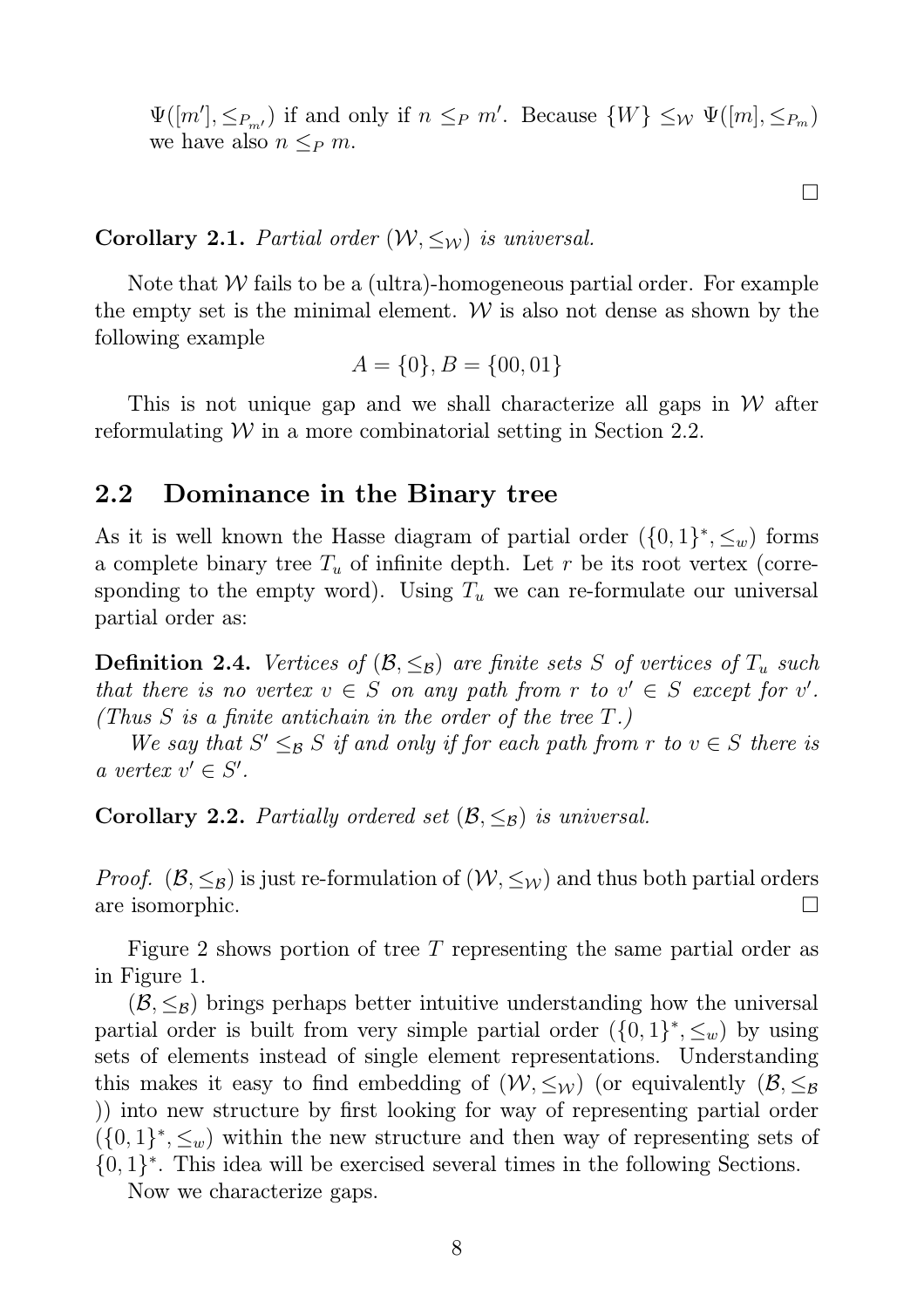$\Psi([m'], \leq_{P_{m'}})$ if and only if $n \leq_P m'$. Because $\{W\} \leq_{\mathcal{W}} \Psi([m], \leq_{P_m})$ we have also $n \leq_P m$.

$\square$

**Corollary 2.1.** *Partial order $(\mathcal{W}, \leq_{\mathcal{W}})$ is universal.*

Note that $\mathcal{W}$ fails to be a (ultra)-homogeneous partial order. For example the empty set is the minimal element. $\mathcal{W}$ is also not dense as shown by the following example

$$A = \{0\}, B = \{00, 01\}$$

This is not unique gap and we shall characterize all gaps in $\mathcal{W}$ after reformulating $\mathcal{W}$ in a more combinatorial setting in Section 2.2.

## 2.2 Dominance in the Binary tree

As it is well known the Hasse diagram of partial order $(\{0,1\}^*, \leq_w)$ forms a complete binary tree $T_u$ of infinite depth. Let $r$ be its root vertex (corresponding to the empty word). Using $T_u$ we can re-formulate our universal partial order as:

**Definition 2.4.** *Vertices of $(\mathcal{B}, \leq_{\mathcal{B}})$ are finite sets $S$ of vertices of $T_u$ such that there is no vertex $v \in S$ on any path from $r$ to $v' \in S$ except for $v'$. (Thus $S$ is a finite antichain in the order of the tree $T$.)*

*We say that $S' \leq_{\mathcal{B}} S$ if and only if for each path from $r$ to $v \in S$ there is a vertex $v' \in S'$.*

**Corollary 2.2.** *Partially ordered set $(\mathcal{B}, \leq_{\mathcal{B}})$ is universal.*

*Proof.* $(\mathcal{B}, \leq_{\mathcal{B}})$ is just re-formulation of $(\mathcal{W}, \leq_{\mathcal{W}})$ and thus both partial orders are isomorphic. $\square$

Figure 2 shows portion of tree $T$ representing the same partial order as in Figure 1.

$(\mathcal{B}, \leq_{\mathcal{B}})$ brings perhaps better intuitive understanding how the universal partial order is built from very simple partial order $(\{0,1\}^*, \leq_w)$ by using sets of elements instead of single element representations. Understanding this makes it easy to find embedding of $(\mathcal{W}, \leq_{\mathcal{W}})$ (or equivalently $(\mathcal{B}, \leq_{\mathcal{B}}$ )) into new structure by first looking for way of representing partial order $(\{0,1\}^*, \leq_w)$ within the new structure and then way of representing sets of $\{0,1\}^*$. This idea will be exercised several times in the following Sections.

Now we characterize gaps.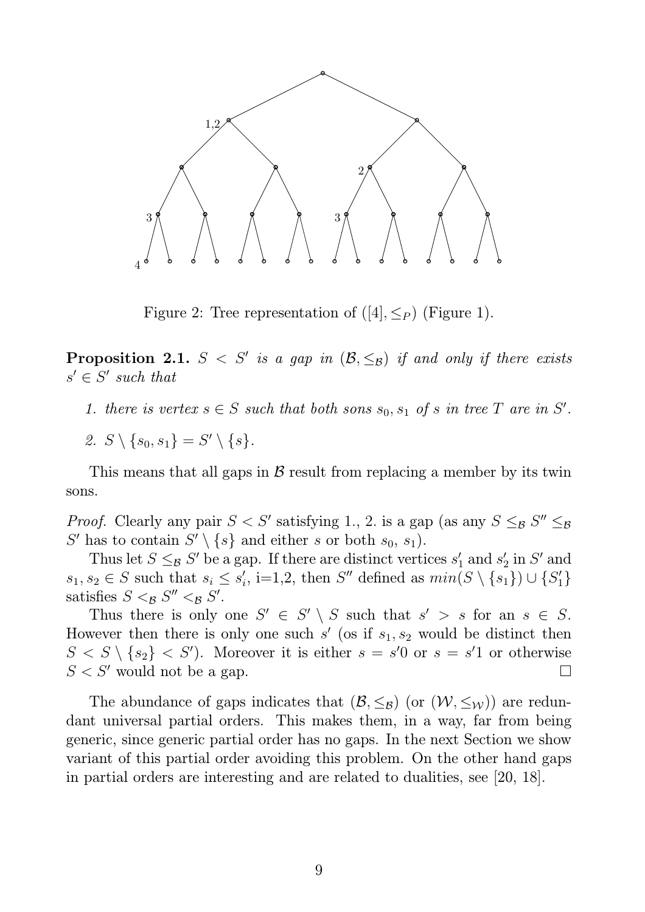Figure 2: Tree representation of $([4], \leq_P)$ (Figure 1).

**Proposition 2.1.** *$S < S'$ is a gap in $(\mathcal{B}, \leq_{\mathcal{B}})$ if and only if there exists $s' \in S'$ such that*

1. *there is vertex $s \in S$ such that both sons $s_0, s_1$ of $s$ in tree $T$ are in $S'$.*
2. *$S \setminus \{s_0, s_1\} = S' \setminus \{s\}$.*

This means that all gaps in $\mathcal{B}$ result from replacing a member by its twin sons.

*Proof.* Clearly any pair $S < S'$ satisfying 1., 2. is a gap (as any $S \leq_{\mathcal{B}} S'' \leq_{\mathcal{B}} S'$ has to contain $S' \setminus \{s\}$ and either $s$ or both $s_0$, $s_1$).

Thus let $S \leq_{\mathcal{B}} S'$ be a gap. If there are distinct vertices $s'_1$ and $s'_2$ in $S'$ and $s_1, s_2 \in S$ such that $s_i \leq s'_i$, i=1,2, then $S''$ defined as $min(S \setminus \{s_1\}) \cup \{S'_1\}$ satisfies $S <_{\mathcal{B}} S'' <_{\mathcal{B}} S'$.

Thus there is only one $S' \in S' \setminus S$ such that $s' > s$ for an $s \in S$. However then there is only one such $s'$ (os if $s_1, s_2$ would be distinct then $S < S \setminus \{s_2\} < S'$). Moreover it is either $s = s'0$ or $s = s'1$ or otherwise $S < S'$ would not be a gap. □

The abundance of gaps indicates that $(\mathcal{B}, \leq_{\mathcal{B}})$ (or $(\mathcal{W}, \leq_{\mathcal{W}})$) are redundant universal partial orders. This makes them, in a way, far from being generic, since generic partial order has no gaps. In the next Section we show variant of this partial order avoiding this problem. On the other hand gaps in partial orders are interesting and are related to dualities, see [20, 18].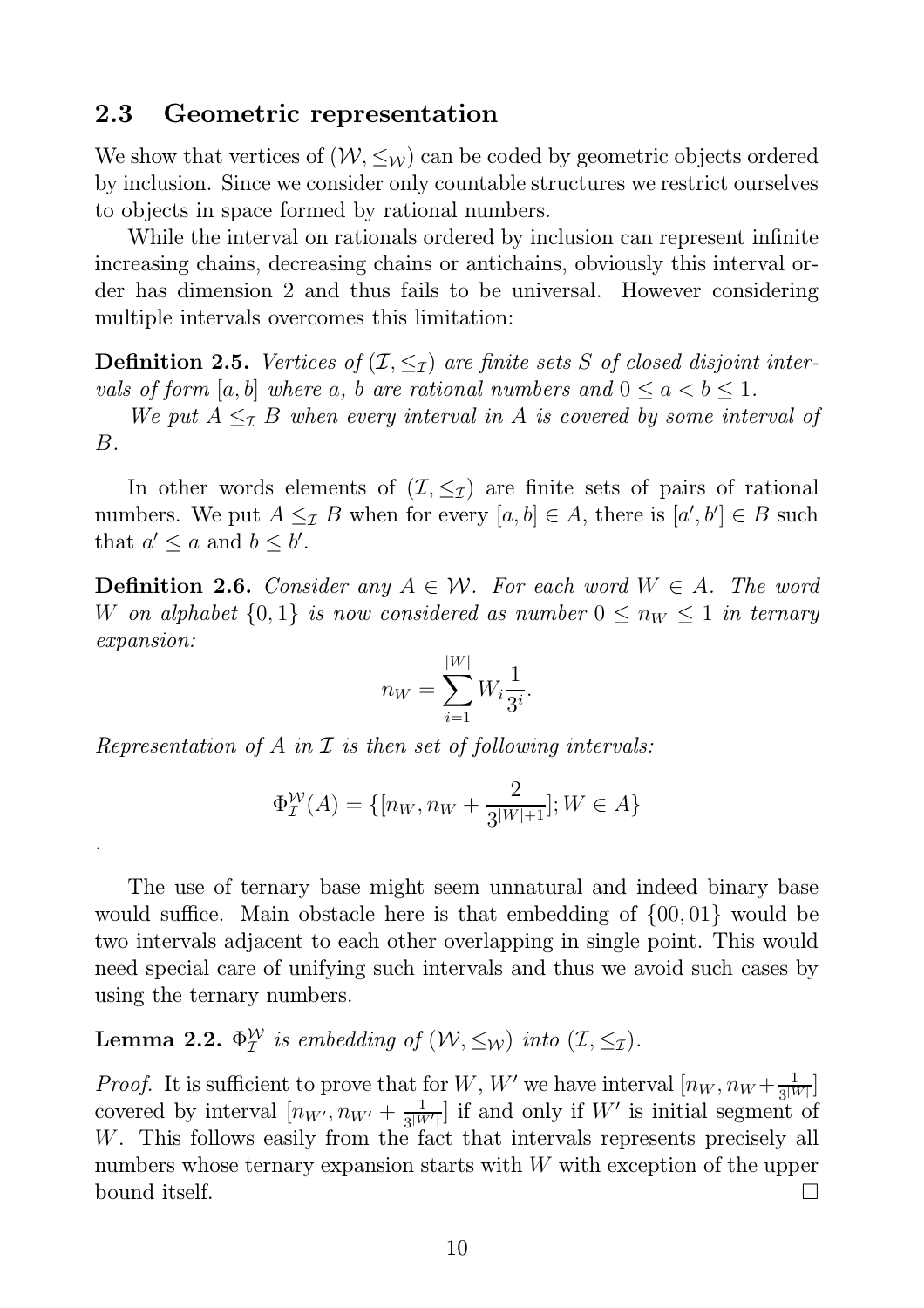### 2.3 Geometric representation

We show that vertices of $(\mathcal{W}, \leq_{\mathcal{W}})$ can be coded by geometric objects ordered by inclusion. Since we consider only countable structures we restrict ourselves to objects in space formed by rational numbers.

While the interval on rationals ordered by inclusion can represent infinite increasing chains, decreasing chains or antichains, obviously this interval order has dimension 2 and thus fails to be universal. However considering multiple intervals overcomes this limitation:

**Definition 2.5.** *Vertices of $(\mathcal{I}, \leq_{\mathcal{I}})$ are finite sets $S$ of closed disjoint intervals of form $[a, b]$ where $a$, $b$ are rational numbers and $0 \leq a < b \leq 1$.*

*We put $A \leq_{\mathcal{I}} B$ when every interval in $A$ is covered by some interval of $B$.*

In other words elements of $(\mathcal{I}, \leq_{\mathcal{I}})$ are finite sets of pairs of rational numbers. We put $A \leq_{\mathcal{I}} B$ when for every $[a, b] \in A$, there is $[a', b'] \in B$ such that $a' \leq a$ and $b \leq b'$.

**Definition 2.6.** *Consider any $A \in \mathcal{W}$. For each word $W \in A$. The word $W$ on alphabet $\{0, 1\}$ is now considered as number $0 \leq n_W \leq 1$ in ternary expansion:*

$$n_W = \sum_{i=1}^{|W|} W_i \frac{1}{3^i}.$$

*Representation of $A$ in $\mathcal{I}$ is then set of following intervals:*

$$\Phi_{\mathcal{I}}^{\mathcal{W}}(A) = \{[n_W, n_W + \frac{2}{3^{|W|+1}}]; W \in A\}$$

.

The use of ternary base might seem unnatural and indeed binary base would suffice. Main obstacle here is that embedding of $\{00, 01\}$ would be two intervals adjacent to each other overlapping in single point. This would need special care of unifying such intervals and thus we avoid such cases by using the ternary numbers.

**Lemma 2.2.** *$\Phi_{\mathcal{I}}^{\mathcal{W}}$ is embedding of $(\mathcal{W}, \leq_{\mathcal{W}})$ into $(\mathcal{I}, \leq_{\mathcal{I}})$.*

*Proof.* It is sufficient to prove that for $W$, $W'$ we have interval $[n_W, n_W + \frac{1}{3^{|W|}}]$ covered by interval $[n_{W'}, n_{W'} + \frac{1}{3^{|W'|}}]$ if and only if $W'$ is initial segment of $W$. This follows easily from the fact that intervals represents precisely all numbers whose ternary expansion starts with $W$ with exception of the upper bound itself. $\square$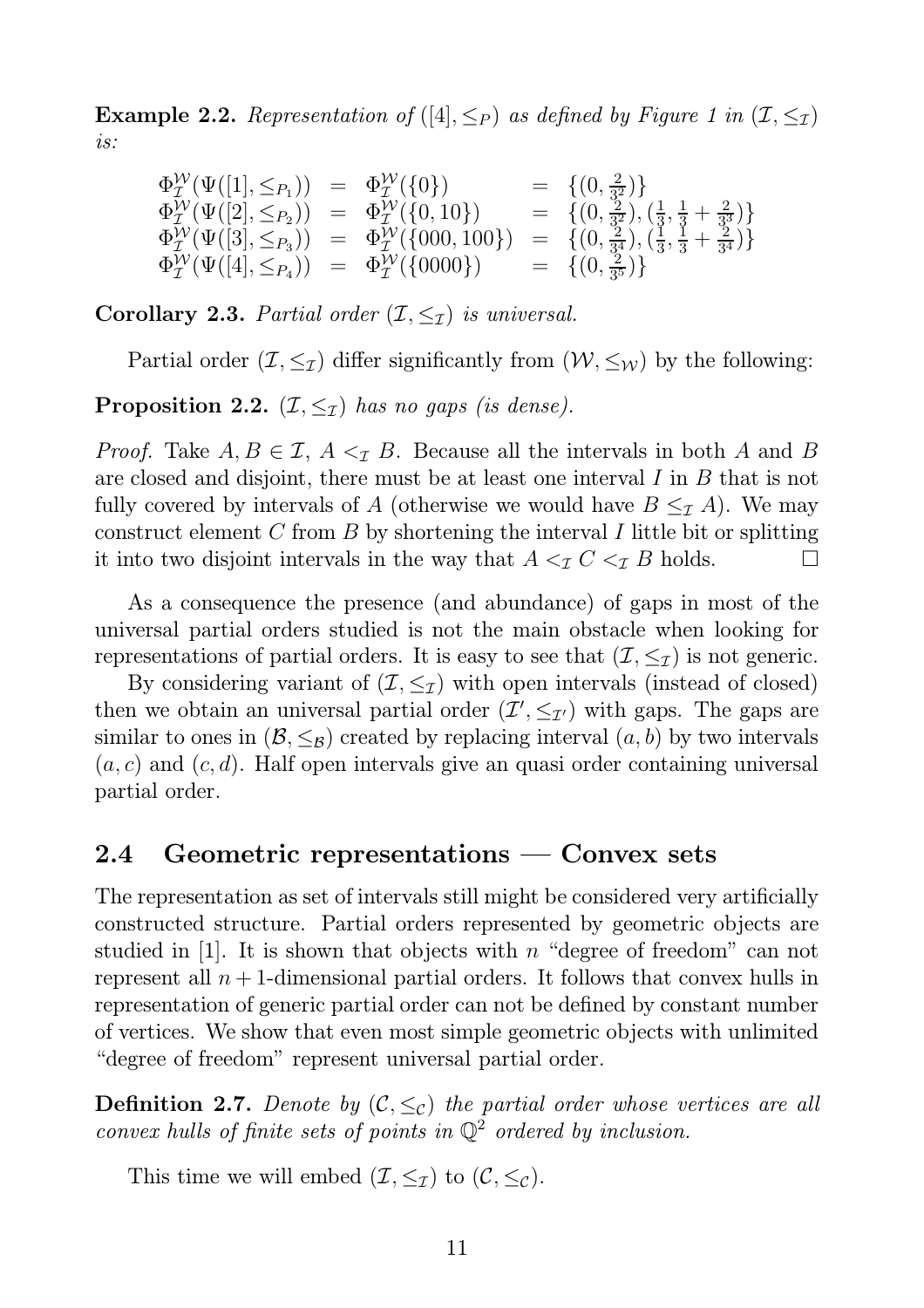**Example 2.2.** *Representation of $([4], \leq_P)$ as defined by Figure 1 in $(\mathcal{I}, \leq_\mathcal{I})$ is:*

$$
\begin{array}{lcl}
\Phi^{\mathcal{W}}_{\mathcal{I}}(\Psi([1], \leq_{P_1})) & = & \Phi^{\mathcal{W}}_{\mathcal{I}}(\{0\}) & = & \{(0, \frac{2}{3^2})\} \\
\Phi^{\mathcal{W}}_{\mathcal{I}}(\Psi([2], \leq_{P_2})) & = & \Phi^{\mathcal{W}}_{\mathcal{I}}(\{0, 10\}) & = & \{(0, \frac{2}{3^2}), (\frac{1}{3}, \frac{1}{3} + \frac{2}{3^3})\} \\
\Phi^{\mathcal{W}}_{\mathcal{I}}(\Psi([3], \leq_{P_3})) & = & \Phi^{\mathcal{W}}_{\mathcal{I}}(\{000, 100\}) & = & \{(0, \frac{2}{3^4}), (\frac{1}{3}, \frac{1}{3} + \frac{2}{3^4})\} \\
\Phi^{\mathcal{W}}_{\mathcal{I}}(\Psi([4], \leq_{P_4})) & = & \Phi^{\mathcal{W}}_{\mathcal{I}}(\{0000\}) & = & \{(0, \frac{2}{3^5})\}
\end{array}
$$

**Corollary 2.3.** *Partial order $(\mathcal{I}, \leq_\mathcal{I})$ is universal.*

Partial order $(\mathcal{I}, \leq_\mathcal{I})$ differ significantly from $(\mathcal{W}, \leq_\mathcal{W})$ by the following:

**Proposition 2.2.** *$(\mathcal{I}, \leq_\mathcal{I})$ has no gaps (is dense).*

*Proof.* Take $A, B \in \mathcal{I}$, $A <_\mathcal{I} B$. Because all the intervals in both $A$ and $B$ are closed and disjoint, there must be at least one interval $I$ in $B$ that is not fully covered by intervals of $A$ (otherwise we would have $B \leq_\mathcal{I} A$). We may construct element $C$ from $B$ by shortening the interval $I$ little bit or splitting it into two disjoint intervals in the way that $A <_\mathcal{I} C <_\mathcal{I} B$ holds. □

As a consequence the presence (and abundance) of gaps in most of the universal partial orders studied is not the main obstacle when looking for representations of partial orders. It is easy to see that $(\mathcal{I}, \leq_\mathcal{I})$ is not generic.

By considering variant of $(\mathcal{I}, \leq_\mathcal{I})$ with open intervals (instead of closed) then we obtain an universal partial order $(\mathcal{I}', \leq_{\mathcal{I}'})$ with gaps. The gaps are similar to ones in $(\mathcal{B}, \leq_\mathcal{B})$ created by replacing interval $(a, b)$ by two intervals $(a, c)$ and $(c, d)$. Half open intervals give an quasi order containing universal partial order.

## 2.4 Geometric representations — Convex sets

The representation as set of intervals still might be considered very artificially constructed structure. Partial orders represented by geometric objects are studied in [1]. It is shown that objects with $n$ "degree of freedom" can not represent all $n+1$-dimensional partial orders. It follows that convex hulls in representation of generic partial order can not be defined by constant number of vertices. We show that even most simple geometric objects with unlimited "degree of freedom" represent universal partial order.

**Definition 2.7.** *Denote by $(\mathcal{C}, \leq_\mathcal{C})$ the partial order whose vertices are all convex hulls of finite sets of points in $\mathbb{Q}^2$ ordered by inclusion.*

This time we will embed $(\mathcal{I}, \leq_\mathcal{I})$ to $(\mathcal{C}, \leq_\mathcal{C})$.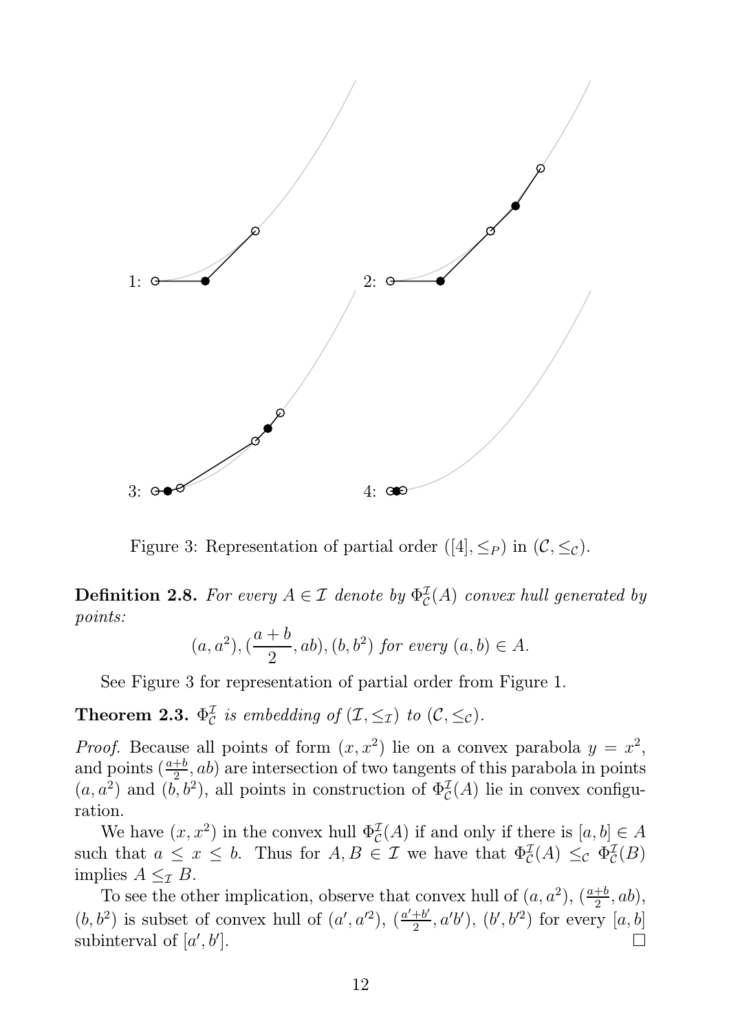Figure 3: Representation of partial order $([4], \leq_P)$ in $(\mathcal{C}, \leq_{\mathcal{C}})$.

**Definition 2.8.** *For every $A \in \mathcal{I}$ denote by $\Phi^{\mathcal{I}}_{\mathcal{C}}(A)$ convex hull generated by points:*

$$(a, a^2), (\frac{a+b}{2}, ab), (b, b^2) \text{ for every } (a, b) \in A.$$

See Figure 3 for representation of partial order from Figure 1.

**Theorem 2.3.** *$\Phi^{\mathcal{I}}_{\mathcal{C}}$ is embedding of $(\mathcal{I}, \leq_{\mathcal{I}})$ to $(\mathcal{C}, \leq_{\mathcal{C}})$.*

*Proof.* Because all points of form $(x, x^2)$ lie on a convex parabola $y = x^2$, and points $(\frac{a+b}{2}, ab)$ are intersection of two tangents of this parabola in points $(a, a^2)$ and $(b, b^2)$, all points in construction of $\Phi^{\mathcal{I}}_{\mathcal{C}}(A)$ lie in convex configuration.

We have $(x, x^2)$ in the convex hull $\Phi^{\mathcal{I}}_{\mathcal{C}}(A)$ if and only if there is $[a, b] \in A$ such that $a \leq x \leq b$. Thus for $A, B \in \mathcal{I}$ we have that $\Phi^{\mathcal{I}}_{\mathcal{C}}(A) \leq_{\mathcal{C}} \Phi^{\mathcal{I}}_{\mathcal{C}}(B)$ implies $A \leq_{\mathcal{I}} B$.

To see the other implication, observe that convex hull of $(a, a^2)$, $(\frac{a+b}{2}, ab)$, $(b, b^2)$ is subset of convex hull of $(a', a'^2)$, $(\frac{a'+b'}{2}, a'b')$, $(b', b'^2)$ for every $[a, b]$ subinterval of $[a', b']$. □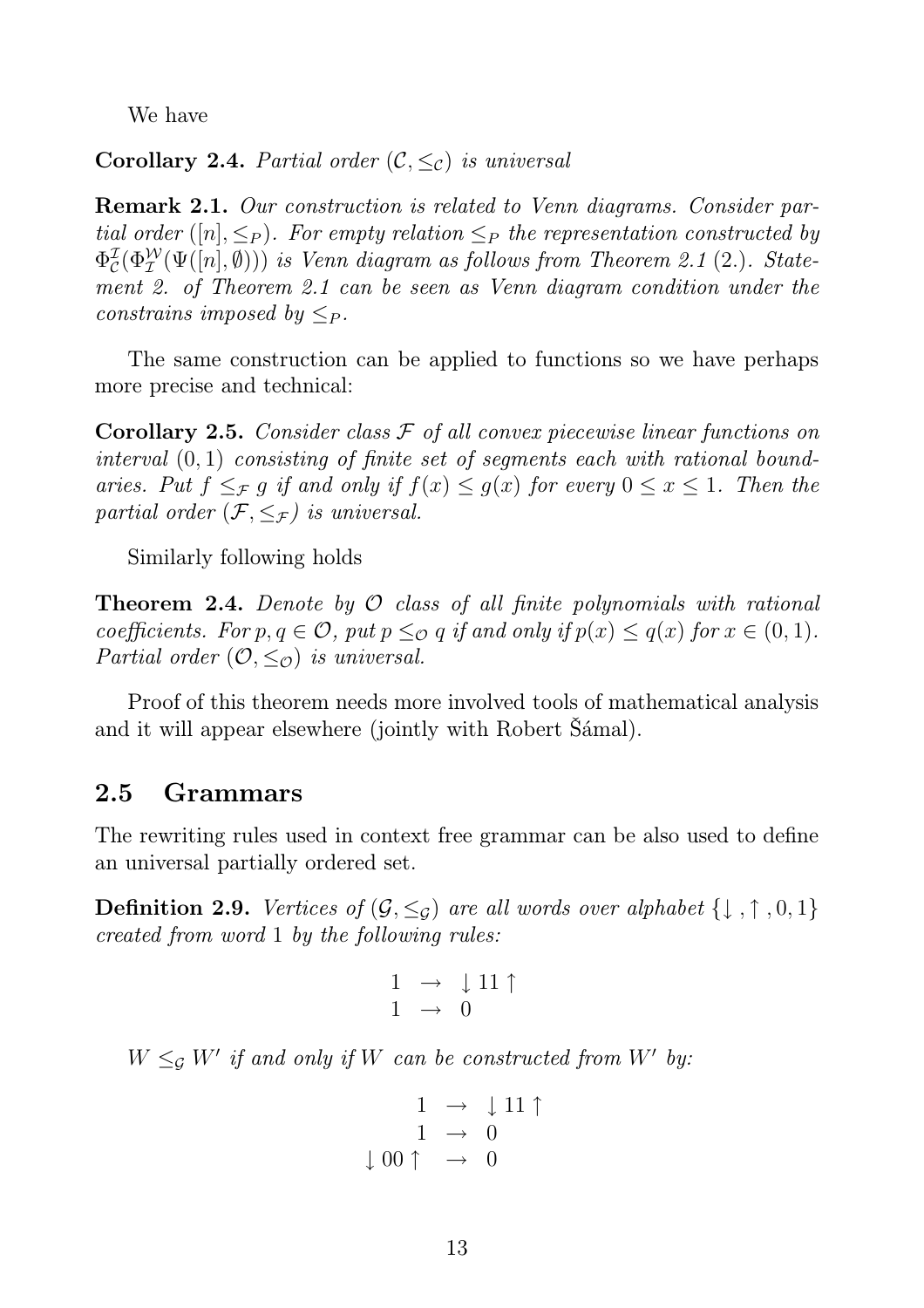We have

**Corollary 2.4.** *Partial order $(\mathcal{C}, \leq_{\mathcal{C}})$ is universal*

**Remark 2.1.** *Our construction is related to Venn diagrams. Consider partial order $([n], \leq_P)$. For empty relation $\leq_P$ the representation constructed by $\Phi^{\mathcal{I}}_{\mathcal{C}}(\Phi^{\mathcal{W}}_{\mathcal{I}}(\Psi([n], \emptyset)))$ is Venn diagram as follows from Theorem 2.1 (2.). Statement 2. of Theorem 2.1 can be seen as Venn diagram condition under the constrains imposed by $\leq_P$.*

The same construction can be applied to functions so we have perhaps more precise and technical:

**Corollary 2.5.** *Consider class $\mathcal{F}$ of all convex piecewise linear functions on interval $(0, 1)$ consisting of finite set of segments each with rational boundaries. Put $f \leq_{\mathcal{F}} g$ if and only if $f(x) \leq g(x)$ for every $0 \leq x \leq 1$. Then the partial order $(\mathcal{F}, \leq_{\mathcal{F}})$ is universal.*

Similarly following holds

**Theorem 2.4.** *Denote by $\mathcal{O}$ class of all finite polynomials with rational coefficients. For $p, q \in \mathcal{O}$, put $p \leq_{\mathcal{O}} q$ if and only if $p(x) \leq q(x)$ for $x \in (0, 1)$. Partial order $(\mathcal{O}, \leq_{\mathcal{O}})$ is universal.*

Proof of this theorem needs more involved tools of mathematical analysis and it will appear elsewhere (jointly with Robert Šámal).

## 2.5 Grammars

The rewriting rules used in context free grammar can be also used to define an universal partially ordered set.

**Definition 2.9.** *Vertices of $(\mathcal{G}, \leq_{\mathcal{G}})$ are all words over alphabet $\{\downarrow, \uparrow, 0, 1\}$ created from word 1 by the following rules:*

$$
\begin{aligned}
1 &\rightarrow \downarrow 11 \uparrow \\
1 &\rightarrow 0
\end{aligned}
$$

*$W \leq_{\mathcal{G}} W'$ if and only if $W$ can be constructed from $W'$ by:*

$$
\begin{aligned}
1 &\rightarrow \downarrow 11 \uparrow \\
1 &\rightarrow 0 \\
\downarrow 00 \uparrow &\rightarrow 0
\end{aligned}
$$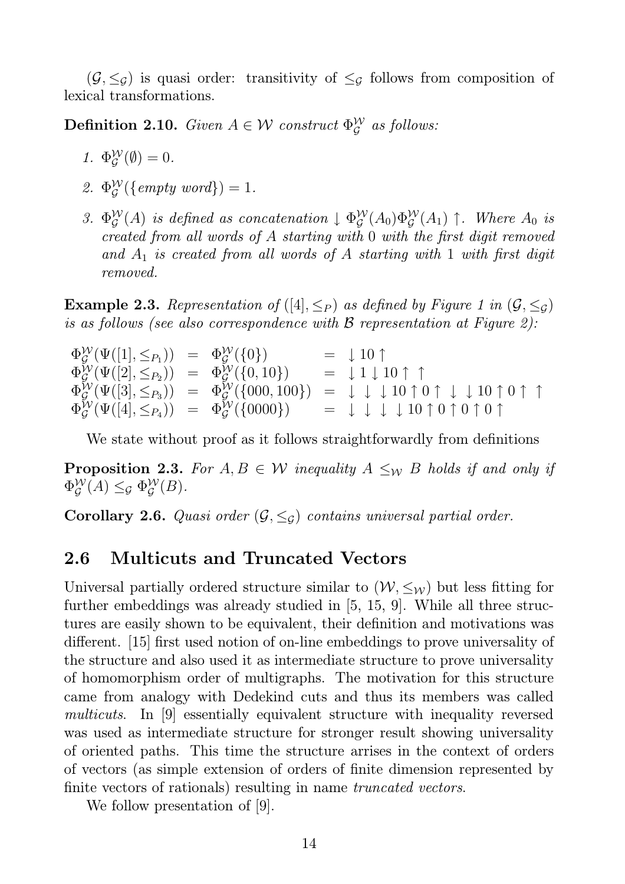$(\mathcal{G}, \leq_{\mathcal{G}})$ is quasi order: transitivity of $\leq_{\mathcal{G}}$ follows from composition of lexical transformations.

**Definition 2.10.** *Given $A \in \mathcal{W}$ construct $\Phi^{\mathcal{W}}_{\mathcal{G}}$ as follows:*

1. $\Phi^{\mathcal{W}}_{\mathcal{G}}(\emptyset) = 0$.
2. $\Phi^{\mathcal{W}}_{\mathcal{G}}(\{\textit{empty word}\}) = 1$.
3. *$\Phi^{\mathcal{W}}_{\mathcal{G}}(A)$ is defined as concatenation $\downarrow \Phi^{\mathcal{W}}_{\mathcal{G}}(A_0)\Phi^{\mathcal{W}}_{\mathcal{G}}(A_1) \uparrow$. Where $A_0$ is created from all words of $A$ starting with $0$ with the first digit removed and $A_1$ is created from all words of $A$ starting with $1$ with first digit removed.*

**Example 2.3.** *Representation of $([4], \leq_P)$ as defined by Figure 1 in $(\mathcal{G}, \leq_{\mathcal{G}})$ is as follows (see also correspondence with $\mathcal{B}$ representation at Figure 2):*

$$
\begin{aligned}
\Phi^{\mathcal{W}}_{\mathcal{G}}(\Psi([1], \leq_{P_1})) &= \Phi^{\mathcal{W}}_{\mathcal{G}}(\{0\}) &&= \downarrow 10 \uparrow \\
\Phi^{\mathcal{W}}_{\mathcal{G}}(\Psi([2], \leq_{P_2})) &= \Phi^{\mathcal{W}}_{\mathcal{G}}(\{0, 10\}) &&= \downarrow 1 \downarrow 10 \uparrow\ \uparrow \\
\Phi^{\mathcal{W}}_{\mathcal{G}}(\Psi([3], \leq_{P_3})) &= \Phi^{\mathcal{W}}_{\mathcal{G}}(\{000, 100\}) &&= \downarrow\ \downarrow\ \downarrow 10 \uparrow 0 \uparrow\ \downarrow\ \downarrow 10 \uparrow 0 \uparrow\ \uparrow \\
\Phi^{\mathcal{W}}_{\mathcal{G}}(\Psi([4], \leq_{P_4})) &= \Phi^{\mathcal{W}}_{\mathcal{G}}(\{0000\}) &&= \downarrow\ \downarrow\ \downarrow\ \downarrow 10 \uparrow 0 \uparrow 0 \uparrow 0 \uparrow
\end{aligned}
$$

We state without proof as it follows straightforwardly from definitions

**Proposition 2.3.** *For $A, B \in \mathcal{W}$ inequality $A \leq_{\mathcal{W}} B$ holds if and only if $\Phi^{\mathcal{W}}_{\mathcal{G}}(A) \leq_{\mathcal{G}} \Phi^{\mathcal{W}}_{\mathcal{G}}(B)$.*

**Corollary 2.6.** *Quasi order $(\mathcal{G}, \leq_{\mathcal{G}})$ contains universal partial order.*

## 2.6 Multicuts and Truncated Vectors

Universal partially ordered structure similar to $(\mathcal{W}, \leq_{\mathcal{W}})$ but less fitting for further embeddings was already studied in [5, 15, 9]. While all three structures are easily shown to be equivalent, their definition and motivations was different. [15] first used notion of on-line embeddings to prove universality of the structure and also used it as intermediate structure to prove universality of homomorphism order of multigraphs. The motivation for this structure came from analogy with Dedekind cuts and thus its members was called *multicuts*. In [9] essentially equivalent structure with inequality reversed was used as intermediate structure for stronger result showing universality of oriented paths. This time the structure arrises in the context of orders of vectors (as simple extension of orders of finite dimension represented by finite vectors of rationals) resulting in name *truncated vectors*.

We follow presentation of [9].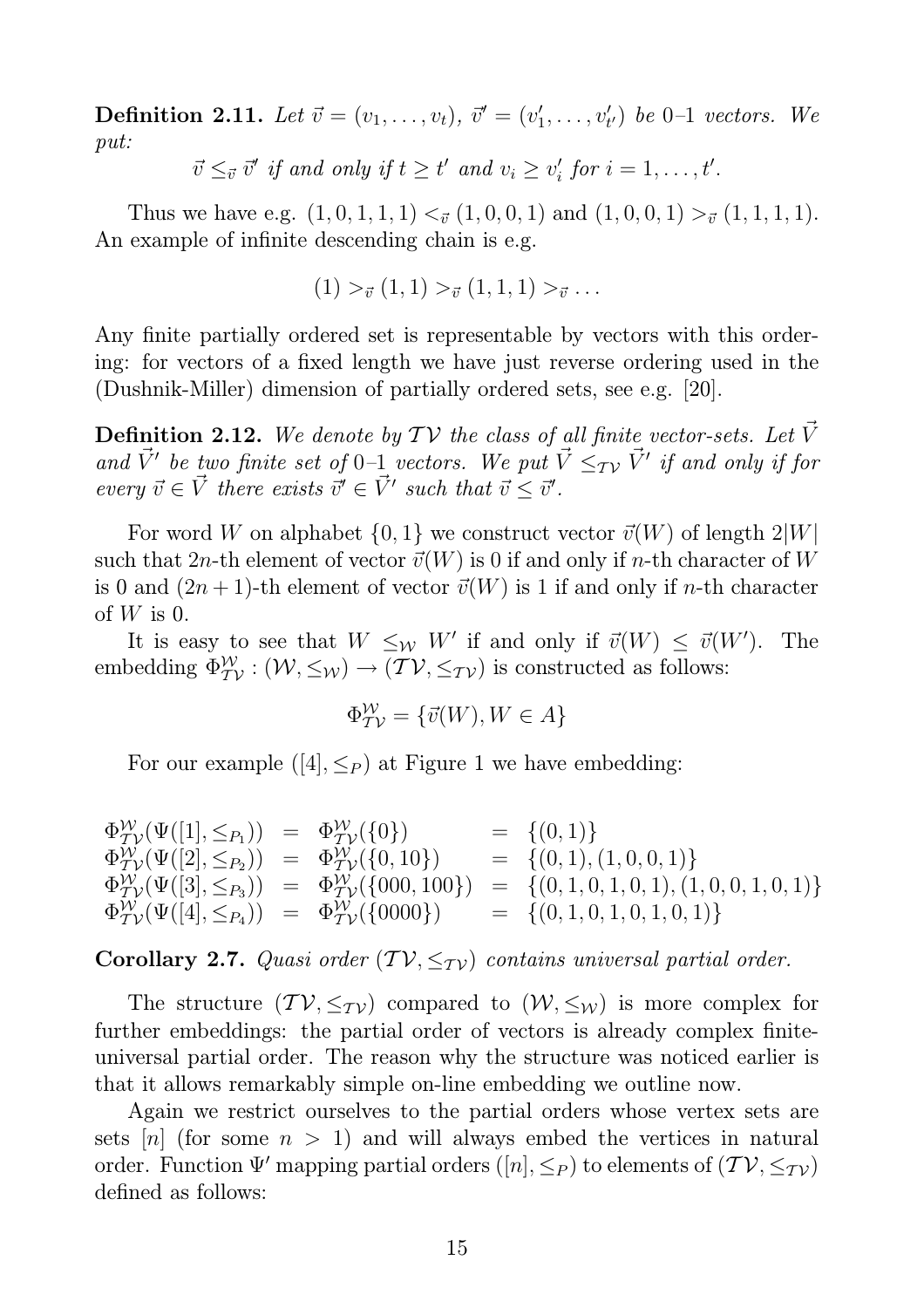**Definition 2.11.** *Let $\vec{v} = (v_1, \ldots, v_t)$, $\vec{v}' = (v'_1, \ldots, v'_{t'})$ be 0–1 vectors. We put:*

$$\vec{v} \leq_{\vec{v}} \vec{v}' \text{ if and only if } t \geq t' \text{ and } v_i \geq v'_i \text{ for } i = 1, \ldots, t'.$$

Thus we have e.g. $(1,0,1,1,1) <_{\vec{v}} (1,0,0,1)$ and $(1,0,0,1) >_{\vec{v}} (1,1,1,1)$. An example of infinite descending chain is e.g.

$$(1) >_{\vec{v}} (1,1) >_{\vec{v}} (1,1,1) >_{\vec{v}} \ldots$$

Any finite partially ordered set is representable by vectors with this ordering: for vectors of a fixed length we have just reverse ordering used in the (Dushnik-Miller) dimension of partially ordered sets, see e.g. [20].

**Definition 2.12.** *We denote by $\mathcal{TV}$ the class of all finite vector-sets. Let $\vec{V}$ and $\vec{V}'$ be two finite set of 0–1 vectors. We put $\vec{V} \leq_{\mathcal{TV}} \vec{V}'$ if and only if for every $\vec{v} \in \vec{V}$ there exists $\vec{v}' \in \vec{V}'$ such that $\vec{v} \leq \vec{v}'$.*

For word $W$ on alphabet $\{0,1\}$ we construct vector $\vec{v}(W)$ of length $2|W|$ such that $2n$-th element of vector $\vec{v}(W)$ is 0 if and only if $n$-th character of $W$ is 0 and $(2n+1)$-th element of vector $\vec{v}(W)$ is 1 if and only if $n$-th character of $W$ is 0.

It is easy to see that $W \leq_{\mathcal{W}} W'$ if and only if $\vec{v}(W) \leq \vec{v}(W')$. The embedding $\Phi^{\mathcal{W}}_{\mathcal{TV}} : (\mathcal{W}, \leq_{\mathcal{W}}) \to (\mathcal{TV}, \leq_{\mathcal{TV}})$ is constructed as follows:

$$\Phi^{\mathcal{W}}_{\mathcal{TV}} = \{\vec{v}(W), W \in A\}$$

For our example $([4], \leq_P)$ at Figure 1 we have embedding:

$$
\begin{aligned}
\Phi^{\mathcal{W}}_{\mathcal{TV}}(\Psi([1], \leq_{P_1})) &= \Phi^{\mathcal{W}}_{\mathcal{TV}}(\{0\}) &&= \{(0,1)\} \\
\Phi^{\mathcal{W}}_{\mathcal{TV}}(\Psi([2], \leq_{P_2})) &= \Phi^{\mathcal{W}}_{\mathcal{TV}}(\{0, 10\}) &&= \{(0,1), (1,0,0,1)\} \\
\Phi^{\mathcal{W}}_{\mathcal{TV}}(\Psi([3], \leq_{P_3})) &= \Phi^{\mathcal{W}}_{\mathcal{TV}}(\{000, 100\}) &&= \{(0,1,0,1,0,1), (1,0,0,1,0,1)\} \\
\Phi^{\mathcal{W}}_{\mathcal{TV}}(\Psi([4], \leq_{P_4})) &= \Phi^{\mathcal{W}}_{\mathcal{TV}}(\{0000\}) &&= \{(0,1,0,1,0,1,0,1)\}
\end{aligned}
$$

**Corollary 2.7.** *Quasi order $(\mathcal{TV}, \leq_{\mathcal{TV}})$ contains universal partial order.*

The structure $(\mathcal{TV}, \leq_{\mathcal{TV}})$ compared to $(\mathcal{W}, \leq_{\mathcal{W}})$ is more complex for further embeddings: the partial order of vectors is already complex finite-universal partial order. The reason why the structure was noticed earlier is that it allows remarkably simple on-line embedding we outline now.

Again we restrict ourselves to the partial orders whose vertex sets are sets $[n]$ (for some $n > 1$) and will always embed the vertices in natural order. Function $\Psi'$ mapping partial orders $([n], \leq_P)$ to elements of $(\mathcal{TV}, \leq_{\mathcal{TV}})$ defined as follows: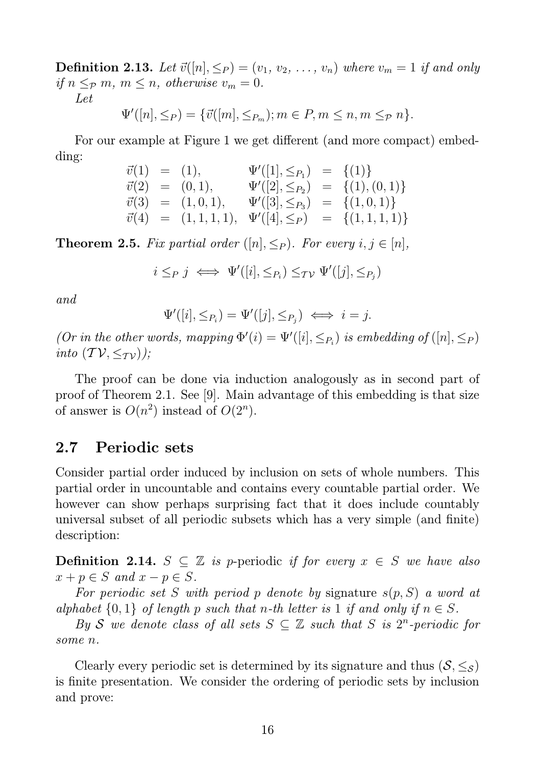**Definition 2.13.** *Let* $\vec{v}([n], \leq_P) = (v_1, v_2, \ldots, v_n)$ *where* $v_m = 1$ *if and only if* $n \leq_{\mathcal{P}} m$, $m \leq n$, *otherwise* $v_m = 0$.

*Let*

$$\Psi'([n], \leq_P) = \{\vec{v}([m], \leq_{P_m}); m \in P, m \leq n, m \leq_{\mathcal{P}} n\}.$$

For our example at Figure 1 we get different (and more compact) embedding:

$$\begin{array}{rclrcl}
\vec{v}(1) & = & (1), & \Psi'([1], \leq_{P_1}) & = & \{(1)\} \\
\vec{v}(2) & = & (0,1), & \Psi'([2], \leq_{P_2}) & = & \{(1),(0,1)\} \\
\vec{v}(3) & = & (1,0,1), & \Psi'([3], \leq_{P_3}) & = & \{(1,0,1)\} \\
\vec{v}(4) & = & (1,1,1,1), & \Psi'([4], \leq_{P}) & = & \{(1,1,1,1)\}
\end{array}$$

**Theorem 2.5.** *Fix partial order* $([n], \leq_P)$. *For every* $i, j \in [n]$,

$$i \leq_P j \iff \Psi'([i], \leq_{P_i}) \leq_{\mathcal{TV}} \Psi'([j], \leq_{P_j})$$

*and*

$$\Psi'([i], \leq_{P_i}) = \Psi'([j], \leq_{P_j}) \iff i = j.$$

*(Or in the other words, mapping* $\Phi'(i) = \Psi'([i], \leq_{P_i})$ *is embedding of* $([n], \leq_P)$ *into* $(\mathcal{TV}, \leq_{\mathcal{TV}})$*);*

The proof can be done via induction analogously as in second part of proof of Theorem 2.1. See [9]. Main advantage of this embedding is that size of answer is $O(n^2)$ instead of $O(2^n)$.

## 2.7 Periodic sets

Consider partial order induced by inclusion on sets of whole numbers. This partial order in uncountable and contains every countable partial order. We however can show perhaps surprising fact that it does include countably universal subset of all periodic subsets which has a very simple (and finite) description:

**Definition 2.14.** $S \subseteq \mathbb{Z}$ *is p*-periodic *if for every* $x \in S$ *we have also* $x + p \in S$ *and* $x - p \in S$.

*For periodic set* $S$ *with period* $p$ *denote by* signature $s(p, S)$ *a word at alphabet* $\{0, 1\}$ *of length* $p$ *such that* $n$*-th letter is* 1 *if and only if* $n \in S$.

*By* $\mathcal{S}$ *we denote class of all sets* $S \subseteq \mathbb{Z}$ *such that* $S$ *is* $2^n$*-periodic for some* $n$.

Clearly every periodic set is determined by its signature and thus $(\mathcal{S}, \leq_{\mathcal{S}})$ is finite presentation. We consider the ordering of periodic sets by inclusion and prove: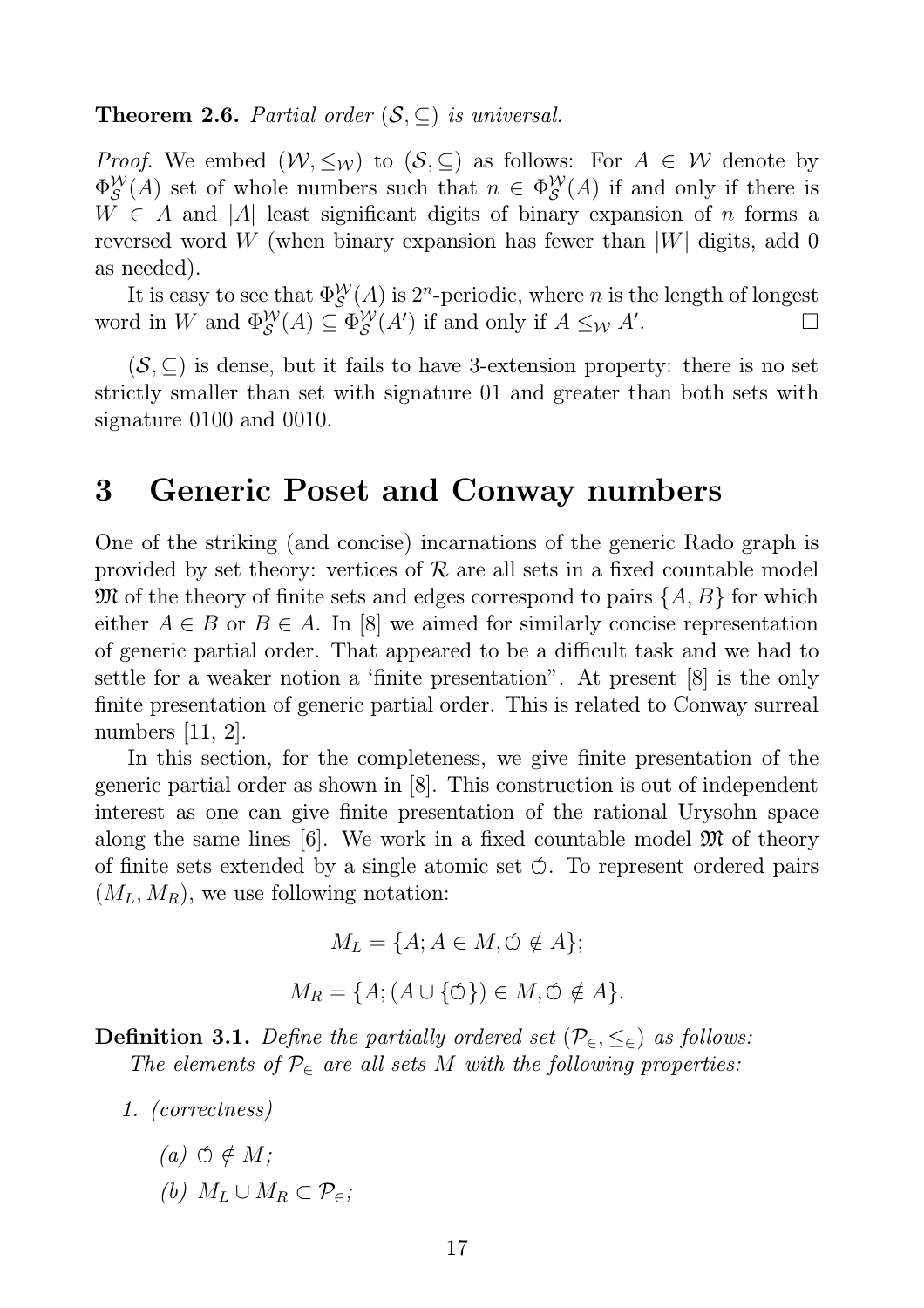**Theorem 2.6.** *Partial order $(\mathcal{S}, \subseteq)$ is universal.*

*Proof.* We embed $(\mathcal{W}, \leq_{\mathcal{W}})$ to $(\mathcal{S}, \subseteq)$ as follows: For $A \in \mathcal{W}$ denote by $\Phi^{\mathcal{W}}_{\mathcal{S}}(A)$ set of whole numbers such that $n \in \Phi^{\mathcal{W}}_{\mathcal{S}}(A)$ if and only if there is $W \in A$ and $|A|$ least significant digits of binary expansion of $n$ forms a reversed word $W$ (when binary expansion has fewer than $|W|$ digits, add 0 as needed).

It is easy to see that $\Phi^{\mathcal{W}}_{\mathcal{S}}(A)$ is $2^n$-periodic, where $n$ is the length of longest word in $W$ and $\Phi^{\mathcal{W}}_{\mathcal{S}}(A) \subseteq \Phi^{\mathcal{W}}_{\mathcal{S}}(A')$ if and only if $A \leq_{\mathcal{W}} A'$. $\square$

$(\mathcal{S}, \subseteq)$ is dense, but it fails to have 3-extension property: there is no set strictly smaller than set with signature 01 and greater than both sets with signature 0100 and 0010.

# 3 Generic Poset and Conway numbers

One of the striking (and concise) incarnations of the generic Rado graph is provided by set theory: vertices of $\mathcal{R}$ are all sets in a fixed countable model $\mathfrak{M}$ of the theory of finite sets and edges correspond to pairs $\{A, B\}$ for which either $A \in B$ or $B \in A$. In [8] we aimed for similarly concise representation of generic partial order. That appeared to be a difficult task and we had to settle for a weaker notion a 'finite presentation". At present [8] is the only finite presentation of generic partial order. This is related to Conway surreal numbers [11, 2].

In this section, for the completeness, we give finite presentation of the generic partial order as shown in [8]. This construction is out of independent interest as one can give finite presentation of the rational Urysohn space along the same lines [6]. We work in a fixed countable model $\mathfrak{M}$ of theory of finite sets extended by a single atomic set $\circlearrowleft$. To represent ordered pairs $(M_L, M_R)$, we use following notation:

$$M_L = \{A; A \in M, \circlearrowleft \notin A\};$$

$$M_R = \{A; (A \cup \{\circlearrowleft\}) \in M, \circlearrowleft \notin A\}.$$

**Definition 3.1.** *Define the partially ordered set $(\mathcal{P}_\in, \leq_\in)$ as follows:*
*The elements of $\mathcal{P}_\in$ are all sets $M$ with the following properties:*

1. *(correctness)*
   *(a)* $\circlearrowleft \notin M$;
   *(b)* $M_L \cup M_R \subset \mathcal{P}_\in$;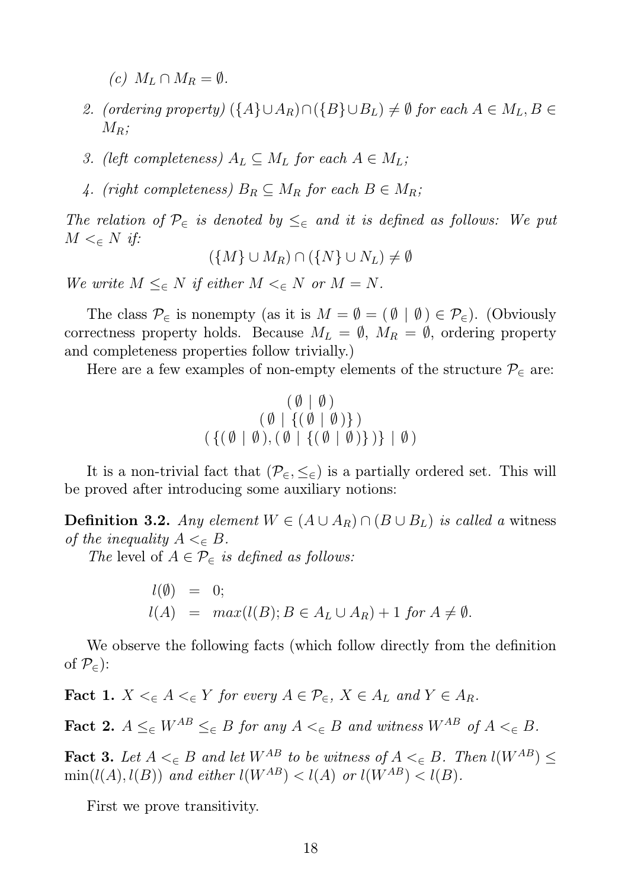*(c)* $M_L \cap M_R = \emptyset$.

2. *(ordering property)* $(\{A\} \cup A_R) \cap (\{B\} \cup B_L) \neq \emptyset$ *for each* $A \in M_L, B \in M_R$;

3. *(left completeness)* $A_L \subseteq M_L$ *for each* $A \in M_L$;

4. *(right completeness)* $B_R \subseteq M_R$ *for each* $B \in M_R$;

*The relation of* $\mathcal{P}_\in$ *is denoted by* $\leq_\in$ *and it is defined as follows: We put* $M <_\in N$ *if:*

$$(\{M\} \cup M_R) \cap (\{N\} \cup N_L) \neq \emptyset$$

*We write* $M \leq_\in N$ *if either* $M <_\in N$ *or* $M = N$.

The class $\mathcal{P}_\in$ is nonempty (as it is $M = \emptyset = (\,\emptyset \mid \emptyset\,) \in \mathcal{P}_\in$). (Obviously correctness property holds. Because $M_L = \emptyset$, $M_R = \emptyset$, ordering property and completeness properties follow trivially.)

Here are a few examples of non-empty elements of the structure $\mathcal{P}_\in$ are:

$$(\,\emptyset \mid \emptyset\,)$$
$$(\,\emptyset \mid \{(\,\emptyset \mid \emptyset\,)\}\,)$$
$$(\,\{(\,\emptyset \mid \emptyset\,), (\,\emptyset \mid \{(\,\emptyset \mid \emptyset\,)\}\,)\} \mid \emptyset\,)$$

It is a non-trivial fact that $(\mathcal{P}_\in, \leq_\in)$ is a partially ordered set. This will be proved after introducing some auxiliary notions:

**Definition 3.2.** *Any element* $W \in (A \cup A_R) \cap (B \cup B_L)$ *is called a* witness *of the inequality* $A <_\in B$.

*The* level *of* $A \in \mathcal{P}_\in$ *is defined as follows:*

$$\begin{aligned} l(\emptyset) &= 0; \\ l(A) &= max(l(B); B \in A_L \cup A_R) + 1 \text{ for } A \neq \emptyset. \end{aligned}$$

We observe the following facts (which follow directly from the definition of $\mathcal{P}_\in$):

**Fact 1.** $X <_\in A <_\in Y$ *for every* $A \in \mathcal{P}_\in$, $X \in A_L$ *and* $Y \in A_R$.

**Fact 2.** $A \leq_\in W^{AB} \leq_\in B$ *for any* $A <_\in B$ *and witness* $W^{AB}$ *of* $A <_\in B$.

**Fact 3.** *Let* $A <_\in B$ *and let* $W^{AB}$ *to be witness of* $A <_\in B$. *Then* $l(W^{AB}) \leq \min(l(A), l(B))$ *and either* $l(W^{AB}) < l(A)$ *or* $l(W^{AB}) < l(B)$.

First we prove transitivity.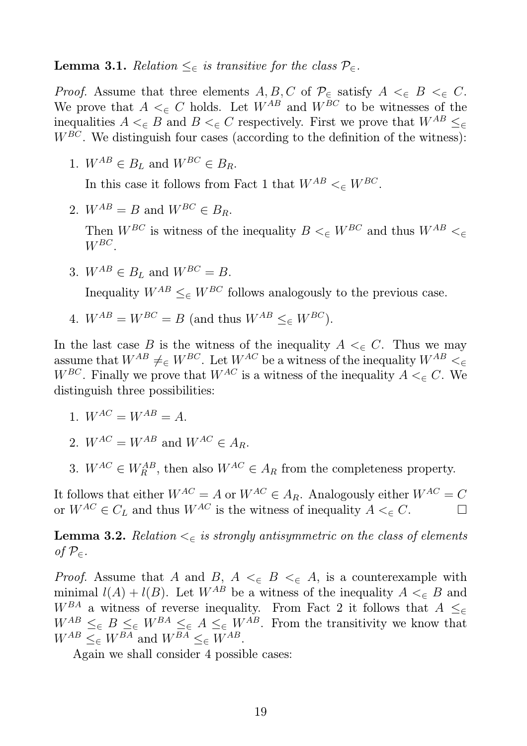**Lemma 3.1.** *Relation $\leq_\in$ is transitive for the class $\mathcal{P}_\in$.*

*Proof.* Assume that three elements $A, B, C$ of $\mathcal{P}_\in$ satisfy $A <_\in B <_\in C$. We prove that $A <_\in C$ holds. Let $W^{AB}$ and $W^{BC}$ to be witnesses of the inequalities $A <_\in B$ and $B <_\in C$ respectively. First we prove that $W^{AB} \leq_\in W^{BC}$. We distinguish four cases (according to the definition of the witness):

1. $W^{AB} \in B_L$ and $W^{BC} \in B_R$.

   In this case it follows from Fact 1 that $W^{AB} <_\in W^{BC}$.

2. $W^{AB} = B$ and $W^{BC} \in B_R$.

   Then $W^{BC}$ is witness of the inequality $B <_\in W^{BC}$ and thus $W^{AB} <_\in W^{BC}$.

3. $W^{AB} \in B_L$ and $W^{BC} = B$.

   Inequality $W^{AB} \leq_\in W^{BC}$ follows analogously to the previous case.

4. $W^{AB} = W^{BC} = B$ (and thus $W^{AB} \leq_\in W^{BC}$).

In the last case $B$ is the witness of the inequality $A <_\in C$. Thus we may assume that $W^{AB} \neq_\in W^{BC}$. Let $W^{AC}$ be a witness of the inequality $W^{AB} <_\in W^{BC}$. Finally we prove that $W^{AC}$ is a witness of the inequality $A <_\in C$. We distinguish three possibilities:

1. $W^{AC} = W^{AB} = A$.
2. $W^{AC} = W^{AB}$ and $W^{AC} \in A_R$.
3. $W^{AC} \in W^{AB}_R$, then also $W^{AC} \in A_R$ from the completeness property.

It follows that either $W^{AC} = A$ or $W^{AC} \in A_R$. Analogously either $W^{AC} = C$ or $W^{AC} \in C_L$ and thus $W^{AC}$ is the witness of inequality $A <_\in C$. $\square$

**Lemma 3.2.** *Relation $<_\in$ is strongly antisymmetric on the class of elements of $\mathcal{P}_\in$.*

*Proof.* Assume that $A$ and $B$, $A <_\in B <_\in A$, is a counterexample with minimal $l(A) + l(B)$. Let $W^{AB}$ be a witness of the inequality $A <_\in B$ and $W^{BA}$ a witness of reverse inequality. From Fact 2 it follows that $A \leq_\in W^{AB} \leq_\in B \leq_\in W^{BA} \leq_\in A \leq_\in W^{AB}$. From the transitivity we know that $W^{AB} \leq_\in W^{BA}$ and $W^{BA} \leq_\in W^{AB}$.

Again we shall consider 4 possible cases: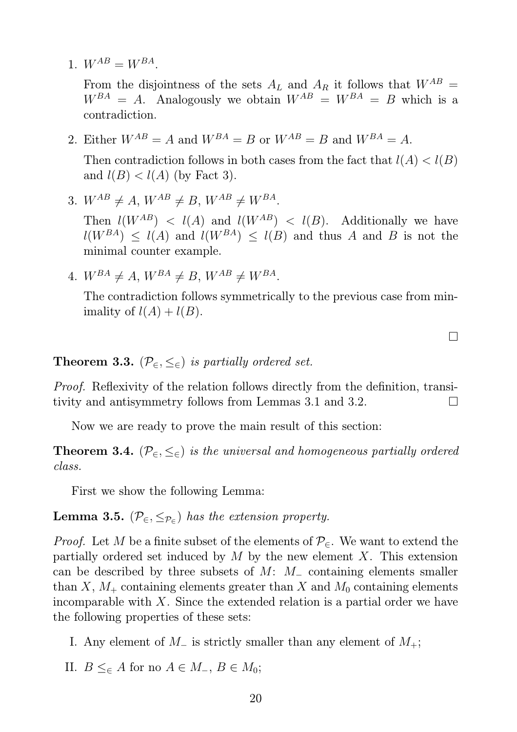1. $W^{AB} = W^{BA}$.

   From the disjointness of the sets $A_L$ and $A_R$ it follows that $W^{AB} = W^{BA} = A$. Analogously we obtain $W^{AB} = W^{BA} = B$ which is a contradiction.

2. Either $W^{AB} = A$ and $W^{BA} = B$ or $W^{AB} = B$ and $W^{BA} = A$.

   Then contradiction follows in both cases from the fact that $l(A) < l(B)$ and $l(B) < l(A)$ (by Fact 3).

3. $W^{AB} \neq A$, $W^{AB} \neq B$, $W^{AB} \neq W^{BA}$.

   Then $l(W^{AB}) < l(A)$ and $l(W^{AB}) < l(B)$. Additionally we have $l(W^{BA}) \leq l(A)$ and $l(W^{BA}) \leq l(B)$ and thus $A$ and $B$ is not the minimal counter example.

4. $W^{BA} \neq A$, $W^{BA} \neq B$, $W^{AB} \neq W^{BA}$.

   The contradiction follows symmetrically to the previous case from minimality of $l(A) + l(B)$.

□

**Theorem 3.3.** *$(\mathcal{P}_\in, \leq_\in)$ is partially ordered set.*

*Proof.* Reflexivity of the relation follows directly from the definition, transitivity and antisymmetry follows from Lemmas 3.1 and 3.2. □

Now we are ready to prove the main result of this section:

**Theorem 3.4.** *$(\mathcal{P}_\in, \leq_\in)$ is the universal and homogeneous partially ordered class.*

First we show the following Lemma:

**Lemma 3.5.** *$(\mathcal{P}_\in, \leq_{\mathcal{P}_\in})$ has the extension property.*

*Proof.* Let $M$ be a finite subset of the elements of $\mathcal{P}_\in$. We want to extend the partially ordered set induced by $M$ by the new element $X$. This extension can be described by three subsets of $M$: $M_-$ containing elements smaller than $X$, $M_+$ containing elements greater than $X$ and $M_0$ containing elements incomparable with $X$. Since the extended relation is a partial order we have the following properties of these sets:

I. Any element of $M_-$ is strictly smaller than any element of $M_+$;

II. $B \leq_\in A$ for no $A \in M_-$, $B \in M_0$;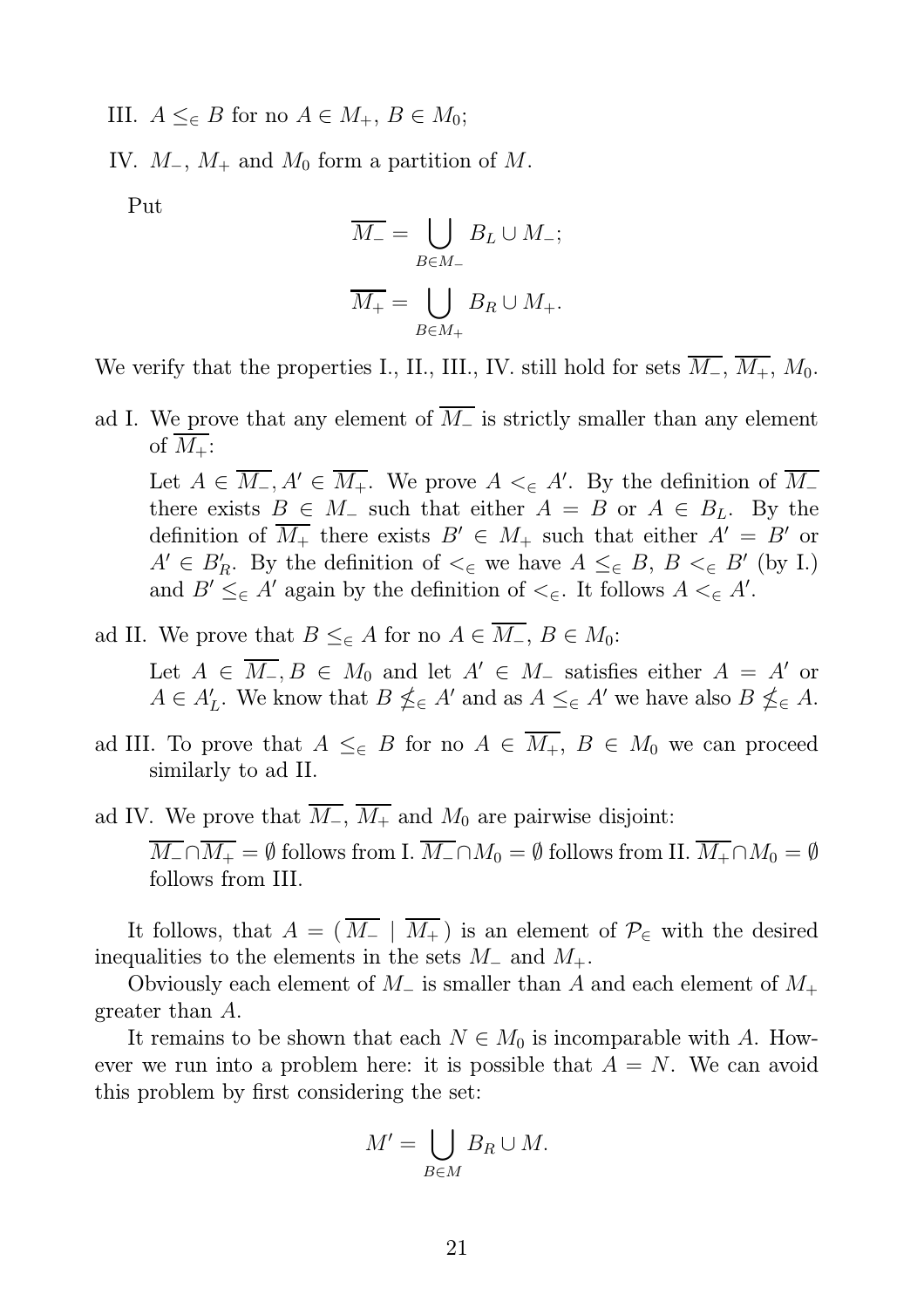III. $A \leq_\in B$ for no $A \in M_+$, $B \in M_0$;

IV. $M_-$, $M_+$ and $M_0$ form a partition of $M$.

Put

$$\overline{M_-} = \bigcup_{B \in M_-} B_L \cup M_-;$$

$$\overline{M_+} = \bigcup_{B \in M_+} B_R \cup M_+.$$

We verify that the properties I., II., III., IV. still hold for sets $\overline{M_-}$, $\overline{M_+}$, $M_0$.

ad I. We prove that any element of $\overline{M_-}$ is strictly smaller than any element of $\overline{M_+}$:

Let $A \in \overline{M_-}, A' \in \overline{M_+}$. We prove $A <_\in A'$. By the definition of $\overline{M_-}$ there exists $B \in M_-$ such that either $A = B$ or $A \in B_L$. By the definition of $\overline{M_+}$ there exists $B' \in M_+$ such that either $A' = B'$ or $A' \in B'_R$. By the definition of $<_\in$ we have $A \leq_\in B$, $B <_\in B'$ (by I.) and $B' \leq_\in A'$ again by the definition of $<_\in$. It follows $A <_\in A'$.

ad II. We prove that $B \leq_\in A$ for no $A \in \overline{M_-}$, $B \in M_0$:

Let $A \in \overline{M_-}, B \in M_0$ and let $A' \in M_-$ satisfies either $A = A'$ or $A \in A'_L$. We know that $B \not\leq_\in A'$ and as $A \leq_\in A'$ we have also $B \not\leq_\in A$.

ad III. To prove that $A \leq_\in B$ for no $A \in \overline{M_+}$, $B \in M_0$ we can proceed similarly to ad II.

ad IV. We prove that $\overline{M_-}$, $\overline{M_+}$ and $M_0$ are pairwise disjoint:

$\overline{M_-} \cap \overline{M_+} = \emptyset$ follows from I. $\overline{M_-} \cap M_0 = \emptyset$ follows from II. $\overline{M_+} \cap M_0 = \emptyset$ follows from III.

It follows, that $A = (\, \overline{M_-} \mid \overline{M_+} \,)$ is an element of $\mathcal{P}_\in$ with the desired inequalities to the elements in the sets $M_-$ and $M_+$.

Obviously each element of $M_-$ is smaller than $A$ and each element of $M_+$ greater than $A$.

It remains to be shown that each $N \in M_0$ is incomparable with $A$. However we run into a problem here: it is possible that $A = N$. We can avoid this problem by first considering the set:

$$M' = \bigcup_{B \in M} B_R \cup M.$$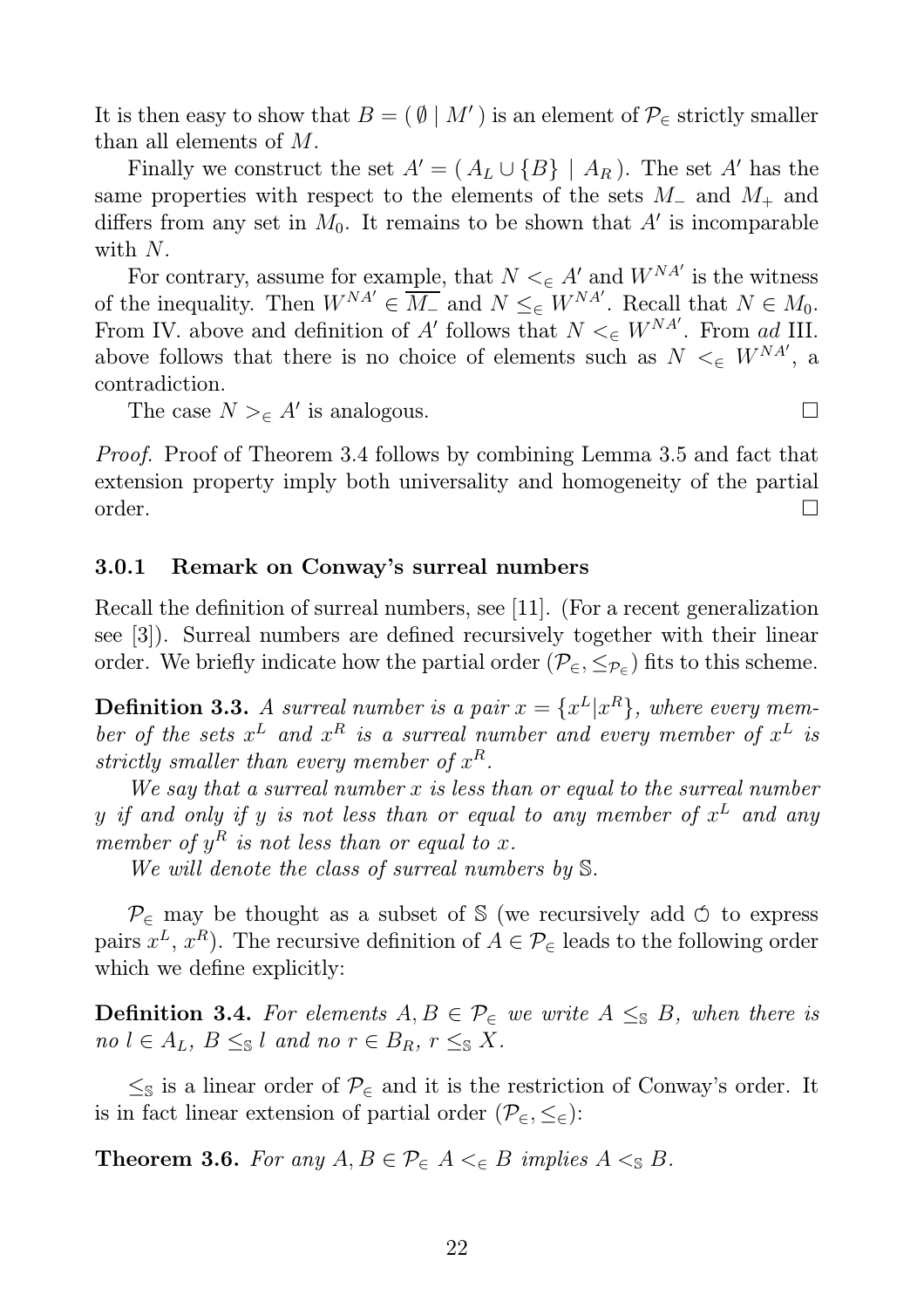It is then easy to show that $B = (\,\emptyset \mid M'\,)$ is an element of $\mathcal{P}_\in$ strictly smaller than all elements of $M$.

Finally we construct the set $A' = (\,A_L \cup \{B\} \mid A_R\,)$. The set $A'$ has the same properties with respect to the elements of the sets $M_-$ and $M_+$ and differs from any set in $M_0$. It remains to be shown that $A'$ is incomparable with $N$.

For contrary, assume for example, that $N <_\in A'$ and $W^{NA'}$ is the witness of the inequality. Then $W^{NA'} \in \overline{M_-}$ and $N \leq_\in W^{NA'}$. Recall that $N \in M_0$. From IV. above and definition of $A'$ follows that $N <_\in W^{NA'}$. From *ad* III. above follows that there is no choice of elements such as $N <_\in W^{NA'}$, a contradiction.

The case $N >_\in A'$ is analogous. □

*Proof.* Proof of Theorem 3.4 follows by combining Lemma 3.5 and fact that extension property imply both universality and homogeneity of the partial order. □

### 3.0.1 Remark on Conway's surreal numbers

Recall the definition of surreal numbers, see [11]. (For a recent generalization see [3]). Surreal numbers are defined recursively together with their linear order. We briefly indicate how the partial order $(\mathcal{P}_\in, \leq_{\mathcal{P}_\in})$ fits to this scheme.

**Definition 3.3.** *A surreal number is a pair $x = \{x^L | x^R\}$, where every member of the sets $x^L$ and $x^R$ is a surreal number and every member of $x^L$ is strictly smaller than every member of $x^R$.*

*We say that a surreal number $x$ is less than or equal to the surreal number $y$ if and only if $y$ is not less than or equal to any member of $x^L$ and any member of $y^R$ is not less than or equal to $x$.*

*We will denote the class of surreal numbers by $\mathbb{S}$.*

$\mathcal{P}_\in$ may be thought as a subset of $\mathbb{S}$ (we recursively add $\circlearrowleft$ to express pairs $x^L$, $x^R$). The recursive definition of $A \in \mathcal{P}_\in$ leads to the following order which we define explicitly:

**Definition 3.4.** *For elements $A, B \in \mathcal{P}_\in$ we write $A \leq_{\mathbb{S}} B$, when there is no $l \in A_L$, $B \leq_{\mathbb{S}} l$ and no $r \in B_R$, $r \leq_{\mathbb{S}} X$.*

$\leq_{\mathbb{S}}$ is a linear order of $\mathcal{P}_\in$ and it is the restriction of Conway's order. It is in fact linear extension of partial order $(\mathcal{P}_\in, \leq_\in)$:

**Theorem 3.6.** *For any $A, B \in \mathcal{P}_\in$ $A <_\in B$ implies $A <_{\mathbb{S}} B$.*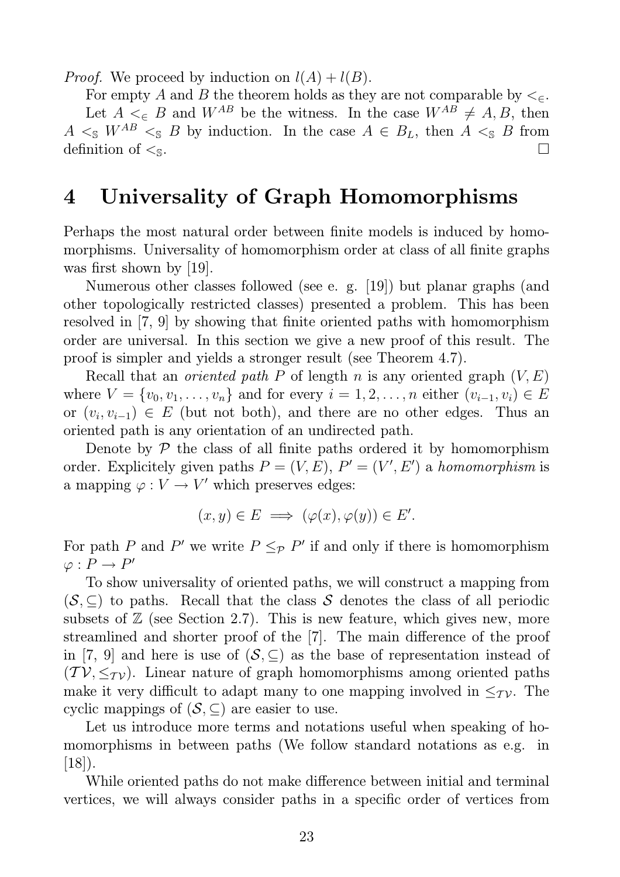*Proof.* We proceed by induction on $l(A) + l(B)$.

For empty $A$ and $B$ the theorem holds as they are not comparable by $<_\in$.

Let $A <_\in B$ and $W^{AB}$ be the witness. In the case $W^{AB} \neq A, B$, then $A <_\mathbb{S} W^{AB} <_\mathbb{S} B$ by induction. In the case $A \in B_L$, then $A <_\mathbb{S} B$ from definition of $<_\mathbb{S}$. □

# 4 Universality of Graph Homomorphisms

Perhaps the most natural order between finite models is induced by homomorphisms. Universality of homomorphism order at class of all finite graphs was first shown by [19].

Numerous other classes followed (see e. g. [19]) but planar graphs (and other topologically restricted classes) presented a problem. This has been resolved in [7, 9] by showing that finite oriented paths with homomorphism order are universal. In this section we give a new proof of this result. The proof is simpler and yields a stronger result (see Theorem 4.7).

Recall that an *oriented path* $P$ of length $n$ is any oriented graph $(V, E)$ where $V = \{v_0, v_1, \ldots, v_n\}$ and for every $i = 1, 2, \ldots, n$ either $(v_{i-1}, v_i) \in E$ or $(v_i, v_{i-1}) \in E$ (but not both), and there are no other edges. Thus an oriented path is any orientation of an undirected path.

Denote by $\mathcal{P}$ the class of all finite paths ordered it by homomorphism order. Explicitely given paths $P = (V, E)$, $P' = (V', E')$ a *homomorphism* is a mapping $\varphi : V \to V'$ which preserves edges:

$$(x, y) \in E \implies (\varphi(x), \varphi(y)) \in E'.$$

For path $P$ and $P'$ we write $P \leq_\mathcal{P} P'$ if and only if there is homomorphism $\varphi : P \to P'$

To show universality of oriented paths, we will construct a mapping from $(\mathcal{S}, \subseteq)$ to paths. Recall that the class $\mathcal{S}$ denotes the class of all periodic subsets of $\mathbb{Z}$ (see Section 2.7). This is new feature, which gives new, more streamlined and shorter proof of the [7]. The main difference of the proof in [7, 9] and here is use of $(\mathcal{S}, \subseteq)$ as the base of representation instead of $(\mathcal{TV}, \leq_{\mathcal{TV}})$. Linear nature of graph homomorphisms among oriented paths make it very difficult to adapt many to one mapping involved in $\leq_{\mathcal{TV}}$. The cyclic mappings of $(\mathcal{S}, \subseteq)$ are easier to use.

Let us introduce more terms and notations useful when speaking of homomorphisms in between paths (We follow standard notations as e.g. in [18]).

While oriented paths do not make difference between initial and terminal vertices, we will always consider paths in a specific order of vertices from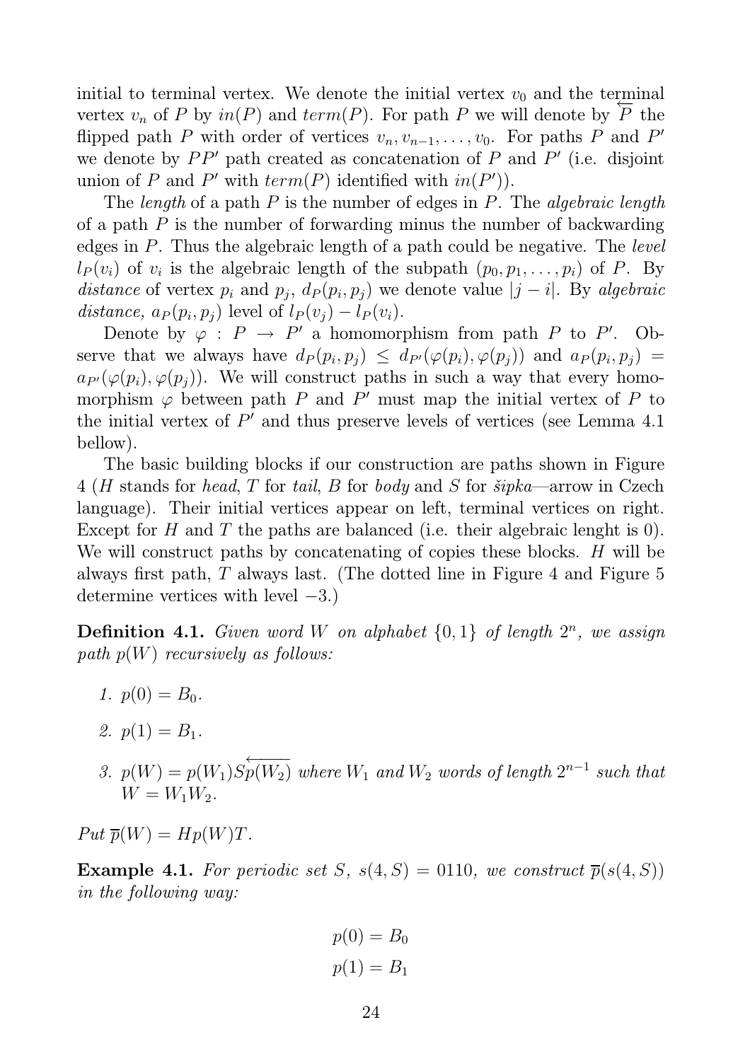initial to terminal vertex. We denote the initial vertex $v_0$ and the terminal vertex $v_n$ of $P$ by $in(P)$ and $term(P)$. For path $P$ we will denote by $\overleftarrow{P}$ the flipped path $P$ with order of vertices $v_n, v_{n-1}, \ldots, v_0$. For paths $P$ and $P'$ we denote by $PP'$ path created as concatenation of $P$ and $P'$ (i.e. disjoint union of $P$ and $P'$ with $term(P)$ identified with $in(P')$).

The *length* of a path $P$ is the number of edges in $P$. The *algebraic length* of a path $P$ is the number of forwarding minus the number of backwarding edges in $P$. Thus the algebraic length of a path could be negative. The *level* $l_P(v_i)$ of $v_i$ is the algebraic length of the subpath $(p_0, p_1, \ldots, p_i)$ of $P$. By *distance* of vertex $p_i$ and $p_j$, $d_P(p_i, p_j)$ we denote value $|j - i|$. By *algebraic distance,* $a_P(p_i, p_j)$ level of $l_P(v_j) - l_P(v_i)$.

Denote by $\varphi : P \to P'$ a homomorphism from path $P$ to $P'$. Observe that we always have $d_P(p_i, p_j) \leq d_{P'}(\varphi(p_i), \varphi(p_j))$ and $a_P(p_i, p_j) = a_{P'}(\varphi(p_i), \varphi(p_j))$. We will construct paths in such a way that every homomorphism $\varphi$ between path $P$ and $P'$ must map the initial vertex of $P$ to the initial vertex of $P'$ and thus preserve levels of vertices (see Lemma 4.1 bellow).

The basic building blocks if our construction are paths shown in Figure 4 ($H$ stands for *head*, $T$ for *tail*, $B$ for *body* and $S$ for *šipka*—arrow in Czech language). Their initial vertices appear on left, terminal vertices on right. Except for $H$ and $T$ the paths are balanced (i.e. their algebraic lenght is 0). We will construct paths by concatenating of copies these blocks. $H$ will be always first path, $T$ always last. (The dotted line in Figure 4 and Figure 5 determine vertices with level $-3$.)

**Definition 4.1.** *Given word $W$ on alphabet $\{0, 1\}$ of length $2^n$, we assign path $p(W)$ recursively as follows:*

1. *$p(0) = B_0$.*
2. *$p(1) = B_1$.*
3. *$p(W) = p(W_1)S\overleftarrow{p(W_2)}$ where $W_1$ and $W_2$ words of length $2^{n-1}$ such that $W = W_1 W_2$.*

*Put* $\overline{p}(W) = Hp(W)T$.

**Example 4.1.** *For periodic set $S$, $s(4, S) = 0110$, we construct $\overline{p}(s(4, S))$ in the following way:*

$$p(0) = B_0$$
$$p(1) = B_1$$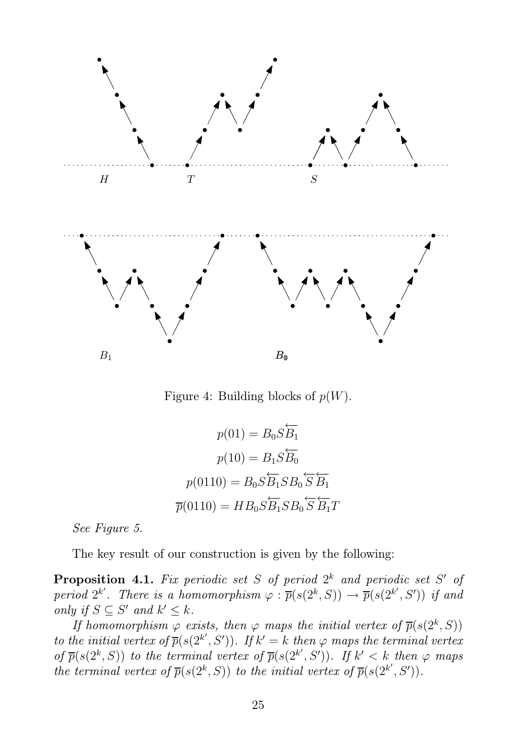Figure 4: Building blocks of $p(W)$.

$$p(01) = B_0 S \overleftarrow{B_1}$$

$$p(10) = B_1 S \overleftarrow{B_0}$$

$$p(0110) = B_0 S \overleftarrow{B_1} S B_0 \overleftarrow{S} \overleftarrow{B_1}$$

$$\overline{p}(0110) = H B_0 S \overleftarrow{B_1} S B_0 \overleftarrow{S} \overleftarrow{B_1} T$$

*See Figure 5.*

The key result of our construction is given by the following:

**Proposition 4.1.** *Fix periodic set $S$ of period $2^k$ and periodic set $S'$ of period $2^{k'}$. There is a homomorphism $\varphi : \overline{p}(s(2^k, S)) \to \overline{p}(s(2^{k'}, S'))$ if and only if $S \subseteq S'$ and $k' \leq k$.*

*If homomorphism $\varphi$ exists, then $\varphi$ maps the initial vertex of $\overline{p}(s(2^k, S))$ to the initial vertex of $\overline{p}(s(2^{k'}, S'))$. If $k' = k$ then $\varphi$ maps the terminal vertex of $\overline{p}(s(2^k, S))$ to the terminal vertex of $\overline{p}(s(2^{k'}, S'))$. If $k' < k$ then $\varphi$ maps the terminal vertex of $\overline{p}(s(2^k, S))$ to the initial vertex of $\overline{p}(s(2^{k'}, S'))$.*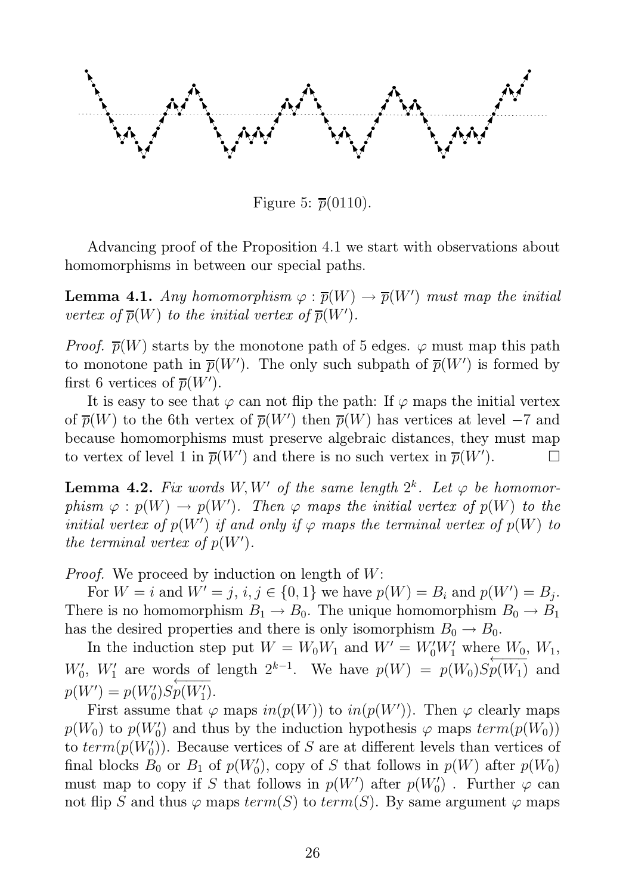Figure 5: $\overline{p}(0110)$.

Advancing proof of the Proposition 4.1 we start with observations about homomorphisms in between our special paths.

**Lemma 4.1.** *Any homomorphism $\varphi : \overline{p}(W) \to \overline{p}(W')$ must map the initial vertex of $\overline{p}(W)$ to the initial vertex of $\overline{p}(W')$.*

*Proof.* $\overline{p}(W)$ starts by the monotone path of 5 edges. $\varphi$ must map this path to monotone path in $\overline{p}(W')$. The only such subpath of $\overline{p}(W')$ is formed by first 6 vertices of $\overline{p}(W')$.

It is easy to see that $\varphi$ can not flip the path: If $\varphi$ maps the initial vertex of $\overline{p}(W)$ to the 6th vertex of $\overline{p}(W')$ then $\overline{p}(W)$ has vertices at level $-7$ and because homomorphisms must preserve algebraic distances, they must map to vertex of level 1 in $\overline{p}(W')$ and there is no such vertex in $\overline{p}(W')$. $\square$

**Lemma 4.2.** *Fix words $W, W'$ of the same length $2^k$. Let $\varphi$ be homomorphism $\varphi : p(W) \to p(W')$. Then $\varphi$ maps the initial vertex of $p(W)$ to the initial vertex of $p(W')$ if and only if $\varphi$ maps the terminal vertex of $p(W)$ to the terminal vertex of $p(W')$.*

*Proof.* We proceed by induction on length of $W$:

For $W = i$ and $W' = j$, $i, j \in \{0, 1\}$ we have $p(W) = B_i$ and $p(W') = B_j$. There is no homomorphism $B_1 \to B_0$. The unique homomorphism $B_0 \to B_1$ has the desired properties and there is only isomorphism $B_0 \to B_0$.

In the induction step put $W = W_0W_1$ and $W' = W_0'W_1'$ where $W_0$, $W_1$, $W_0'$, $W_1'$ are words of length $2^{k-1}$. We have $p(W) = p(W_0)S\overleftarrow{p(W_1)}$ and $p(W') = p(W_0')S\overleftarrow{p(W_1')}$.

First assume that $\varphi$ maps $in(p(W))$ to $in(p(W'))$. Then $\varphi$ clearly maps $p(W_0)$ to $p(W_0')$ and thus by the induction hypothesis $\varphi$ maps $term(p(W_0))$ to $term(p(W_0'))$. Because vertices of $S$ are at different levels than vertices of final blocks $B_0$ or $B_1$ of $p(W_0')$, copy of $S$ that follows in $p(W)$ after $p(W_0)$ must map to copy if $S$ that follows in $p(W')$ after $p(W_0')$ . Further $\varphi$ can not flip $S$ and thus $\varphi$ maps $term(S)$ to $term(S)$. By same argument $\varphi$ maps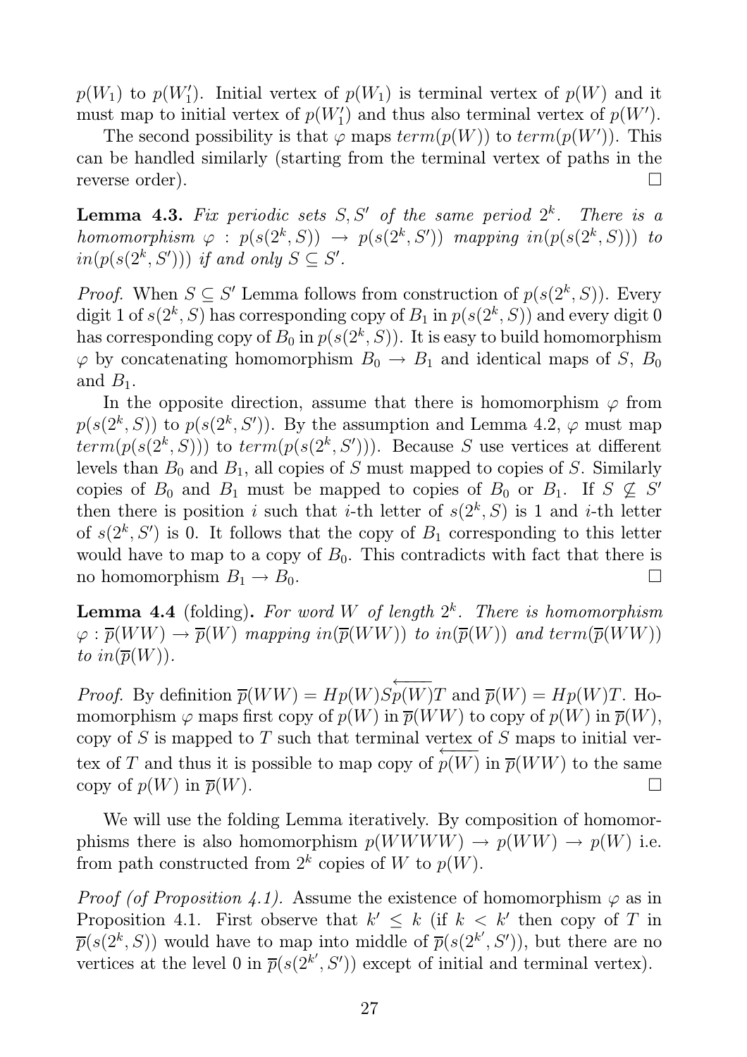$p(W_1)$ to $p(W_1')$. Initial vertex of $p(W_1)$ is terminal vertex of $p(W)$ and it must map to initial vertex of $p(W_1')$ and thus also terminal vertex of $p(W')$.

The second possibility is that $\varphi$ maps $term(p(W))$ to $term(p(W'))$. This can be handled similarly (starting from the terminal vertex of paths in the reverse order). $\square$

**Lemma 4.3.** *Fix periodic sets $S, S'$ of the same period $2^k$. There is a homomorphism $\varphi : p(s(2^k, S)) \to p(s(2^k, S'))$ mapping $in(p(s(2^k, S)))$ to $in(p(s(2^k, S')))$ if and only $S \subseteq S'$.*

*Proof.* When $S \subseteq S'$ Lemma follows from construction of $p(s(2^k, S))$. Every digit 1 of $s(2^k, S)$ has corresponding copy of $B_1$ in $p(s(2^k, S))$ and every digit 0 has corresponding copy of $B_0$ in $p(s(2^k, S))$. It is easy to build homomorphism $\varphi$ by concatenating homomorphism $B_0 \to B_1$ and identical maps of $S$, $B_0$ and $B_1$.

In the opposite direction, assume that there is homomorphism $\varphi$ from $p(s(2^k, S))$ to $p(s(2^k, S'))$. By the assumption and Lemma 4.2, $\varphi$ must map $term(p(s(2^k, S)))$ to $term(p(s(2^k, S')))$. Because $S$ use vertices at different levels than $B_0$ and $B_1$, all copies of $S$ must mapped to copies of $S$. Similarly copies of $B_0$ and $B_1$ must be mapped to copies of $B_0$ or $B_1$. If $S \not\subseteq S'$ then there is position $i$ such that $i$-th letter of $s(2^k, S)$ is 1 and $i$-th letter of $s(2^k, S')$ is 0. It follows that the copy of $B_1$ corresponding to this letter would have to map to a copy of $B_0$. This contradicts with fact that there is no homomorphism $B_1 \to B_0$. $\square$

**Lemma 4.4** (folding)**.** *For word $W$ of length $2^k$. There is homomorphism $\varphi : \overline{p}(WW) \to \overline{p}(W)$ mapping $in(\overline{p}(WW))$ to $in(\overline{p}(W))$ and $term(\overline{p}(WW))$ to $in(\overline{p}(W))$.*

*Proof.* By definition $\overline{p}(WW) = Hp(W)S\overleftarrow{p(W)}T$ and $\overline{p}(W) = Hp(W)T$. Homomorphism $\varphi$ maps first copy of $p(W)$ in $\overline{p}(WW)$ to copy of $p(W)$ in $\overline{p}(W)$, copy of $S$ is mapped to $T$ such that terminal vertex of $S$ maps to initial vertex of $T$ and thus it is possible to map copy of $\overleftarrow{p(W)}$ in $\overline{p}(WW)$ to the same copy of $p(W)$ in $\overline{p}(W)$. $\square$

We will use the folding Lemma iteratively. By composition of homomorphisms there is also homomorphism $p(WWWW) \to p(WW) \to p(W)$ i.e. from path constructed from $2^k$ copies of $W$ to $p(W)$.

*Proof (of Proposition 4.1).* Assume the existence of homomorphism $\varphi$ as in Proposition 4.1. First observe that $k' \leq k$ (if $k < k'$ then copy of $T$ in $\overline{p}(s(2^k, S))$ would have to map into middle of $\overline{p}(s(2^{k'}, S'))$, but there are no vertices at the level 0 in $\overline{p}(s(2^{k'}, S'))$ except of initial and terminal vertex).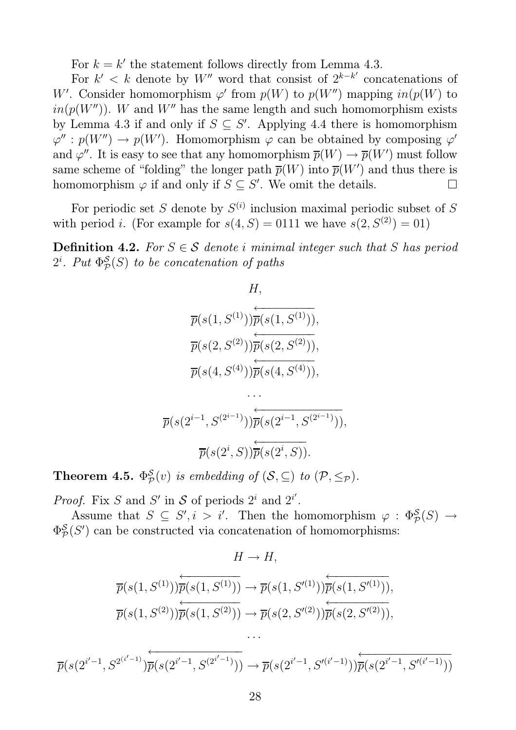For $k = k'$ the statement follows directly from Lemma 4.3.

For $k' < k$ denote by $W''$ word that consist of $2^{k-k'}$ concatenations of $W'$. Consider homomorphism $\varphi'$ from $p(W)$ to $p(W'')$ mapping $in(p(W)$ to $in(p(W''))$. $W$ and $W''$ has the same length and such homomorphism exists by Lemma 4.3 if and only if $S \subseteq S'$. Applying 4.4 there is homomorphism $\varphi'' : p(W'') \to p(W')$. Homomorphism $\varphi$ can be obtained by composing $\varphi'$ and $\varphi''$. It is easy to see that any homomorphism $\overline{p}(W) \to \overline{p}(W')$ must follow same scheme of "folding" the longer path $\overline{p}(W)$ into $\overline{p}(W')$ and thus there is homomorphism $\varphi$ if and only if $S \subseteq S'$. We omit the details. $\square$

For periodic set $S$ denote by $S^{(i)}$ inclusion maximal periodic subset of $S$ with period $i$. (For example for $s(4, S) = 0111$ we have $s(2, S^{(2)}) = 01$)

**Definition 4.2.** *For $S \in \mathcal{S}$ denote $i$ minimal integer such that $S$ has period $2^i$. Put $\Phi^{\mathcal{S}}_{\mathcal{P}}(S)$ to be concatenation of paths*

$$H,$$

$$\overline{p}(s(1, S^{(1)}))\overleftarrow{\overline{p}(s(1, S^{(1)}))},$$

$$\overline{p}(s(2, S^{(2)}))\overleftarrow{\overline{p}(s(2, S^{(2)}))},$$

$$\overline{p}(s(4, S^{(4)}))\overleftarrow{\overline{p}(s(4, S^{(4)}))},$$

$$\dots$$

$$\overline{p}(s(2^{i-1}, S^{(2^{i-1})}))\overleftarrow{\overline{p}(s(2^{i-1}, S^{(2^{i-1})}))},$$

$$\overline{p}(s(2^i, S))\overleftarrow{\overline{p}(s(2^i, S))}.$$

**Theorem 4.5.** *$\Phi^{\mathcal{S}}_{\mathcal{P}}(v)$ is embedding of $(\mathcal{S}, \subseteq)$ to $(\mathcal{P}, \leq_{\mathcal{P}})$.*

*Proof.* Fix $S$ and $S'$ in $\mathcal{S}$ of periods $2^i$ and $2^{i'}$.

Assume that $S \subseteq S', i > i'$. Then the homomorphism $\varphi : \Phi^{\mathcal{S}}_{\mathcal{P}}(S) \to \Phi^{\mathcal{S}}_{\mathcal{P}}(S')$ can be constructed via concatenation of homomorphisms:

$$H \to H,$$

$$\overline{p}(s(1, S^{(1)}))\overleftarrow{\overline{p}(s(1, S^{(1)}))} \to \overline{p}(s(1, S'^{(1)}))\overleftarrow{\overline{p}(s(1, S'^{(1)}))},$$

$$\overline{p}(s(1, S^{(2)}))\overleftarrow{\overline{p}(s(1, S^{(2)}))} \to \overline{p}(s(2, S'^{(2)}))\overleftarrow{\overline{p}(s(2, S'^{(2)}))},$$

$$\dots$$

$$\overline{p}(s(2^{i'-1}, S^{2^{(i'-1)}})\overleftarrow{\overline{p}(s(2^{i'-1}, S^{(2^{i'-1})}))} \to \overline{p}(s(2^{i'-1}, S'^{(i'-1)}))\overleftarrow{\overline{p}(s(2^{i'-1}, S'^{(i'-1)}))}$$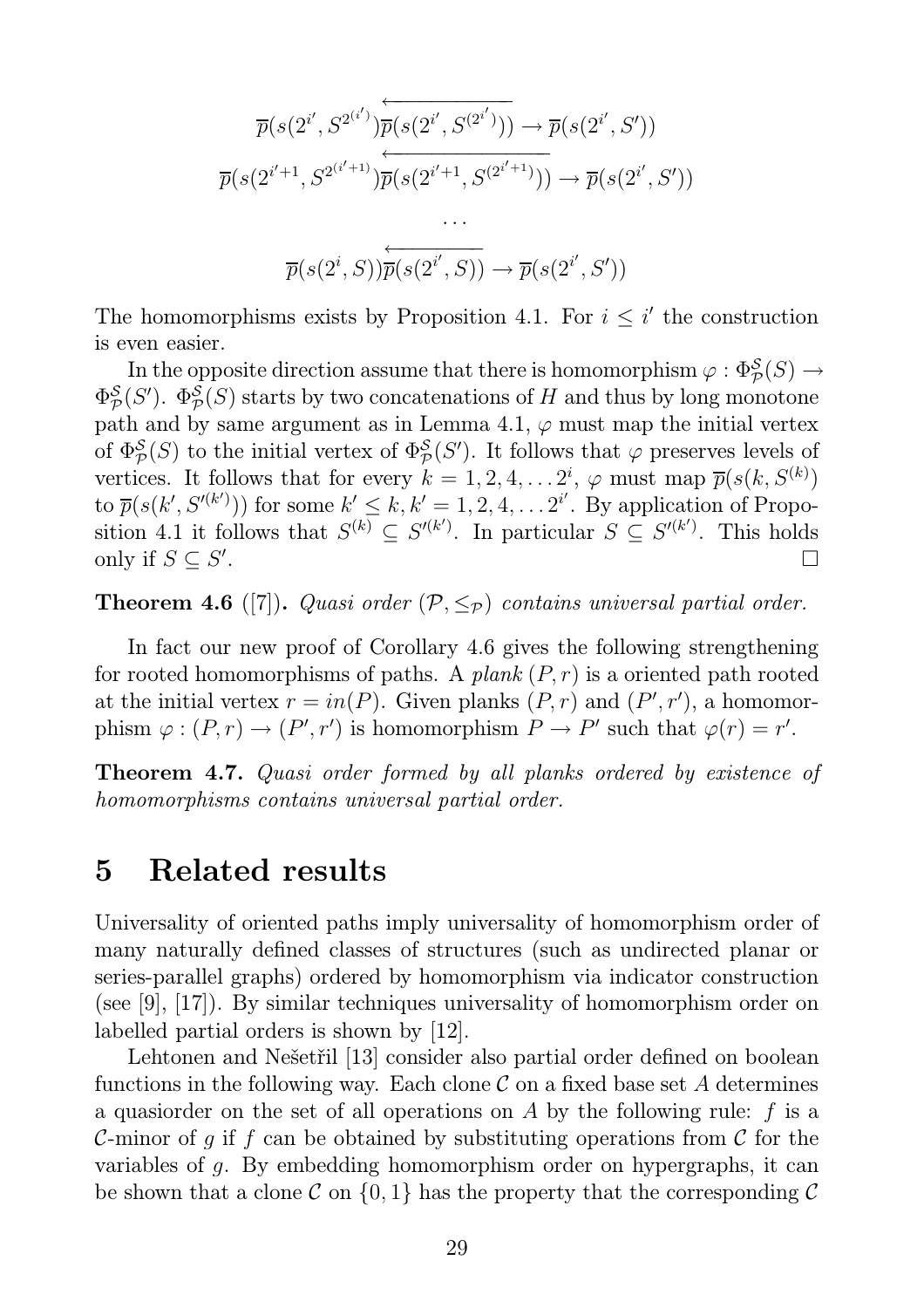$$\overline{p}(s(2^{i'}, S^{2^{(i')}})\overleftarrow{\overline{p}(s(2^{i'}, S^{(2^{i'})}))} \to \overline{p}(s(2^{i'}, S'))$$

$$\overline{p}(s(2^{i'+1}, S^{2^{(i'+1)}})\overleftarrow{\overline{p}(s(2^{i'+1}, S^{(2^{i'+1})}))} \to \overline{p}(s(2^{i'}, S'))$$

$$\dots$$

$$\overline{p}(s(2^{i}, S))\overleftarrow{\overline{p}(s(2^{i'}, S))} \to \overline{p}(s(2^{i'}, S'))$$

The homomorphisms exists by Proposition 4.1. For $i \leq i'$ the construction is even easier.

In the opposite direction assume that there is homomorphism $\varphi : \Phi^{\mathcal{S}}_{\mathcal{P}}(S) \to \Phi^{\mathcal{S}}_{\mathcal{P}}(S')$. $\Phi^{\mathcal{S}}_{\mathcal{P}}(S)$ starts by two concatenations of $H$ and thus by long monotone path and by same argument as in Lemma 4.1, $\varphi$ must map the initial vertex of $\Phi^{\mathcal{S}}_{\mathcal{P}}(S)$ to the initial vertex of $\Phi^{\mathcal{S}}_{\mathcal{P}}(S')$. It follows that $\varphi$ preserves levels of vertices. It follows that for every $k = 1, 2, 4, \dots 2^i$, $\varphi$ must map $\overline{p}(s(k, S^{(k)})$ to $\overline{p}(s(k', S'^{(k')}))$ for some $k' \leq k, k' = 1, 2, 4, \dots 2^{i'}$. By application of Proposition 4.1 it follows that $S^{(k)} \subseteq S'^{(k')}$. In particular $S \subseteq S'^{(k')}$. This holds only if $S \subseteq S'$. ☐

**Theorem 4.6** ([7])**.** *Quasi order $(\mathcal{P}, \leq_{\mathcal{P}})$ contains universal partial order.*

In fact our new proof of Corollary 4.6 gives the following strengthening for rooted homomorphisms of paths. A *plank* $(P, r)$ is a oriented path rooted at the initial vertex $r = in(P)$. Given planks $(P, r)$ and $(P', r')$, a homomorphism $\varphi : (P, r) \to (P', r')$ is homomorphism $P \to P'$ such that $\varphi(r) = r'$.

**Theorem 4.7.** *Quasi order formed by all planks ordered by existence of homomorphisms contains universal partial order.*

# 5 Related results

Universality of oriented paths imply universality of homomorphism order of many naturally defined classes of structures (such as undirected planar or series-parallel graphs) ordered by homomorphism via indicator construction (see [9], [17]). By similar techniques universality of homomorphism order on labelled partial orders is shown by [12].

Lehtonen and Nešetřil [13] consider also partial order defined on boolean functions in the following way. Each clone $\mathcal{C}$ on a fixed base set $A$ determines a quasiorder on the set of all operations on $A$ by the following rule: $f$ is a $\mathcal{C}$-minor of $g$ if $f$ can be obtained by substituting operations from $\mathcal{C}$ for the variables of $g$. By embedding homomorphism order on hypergraphs, it can be shown that a clone $\mathcal{C}$ on $\{0, 1\}$ has the property that the corresponding $\mathcal{C}$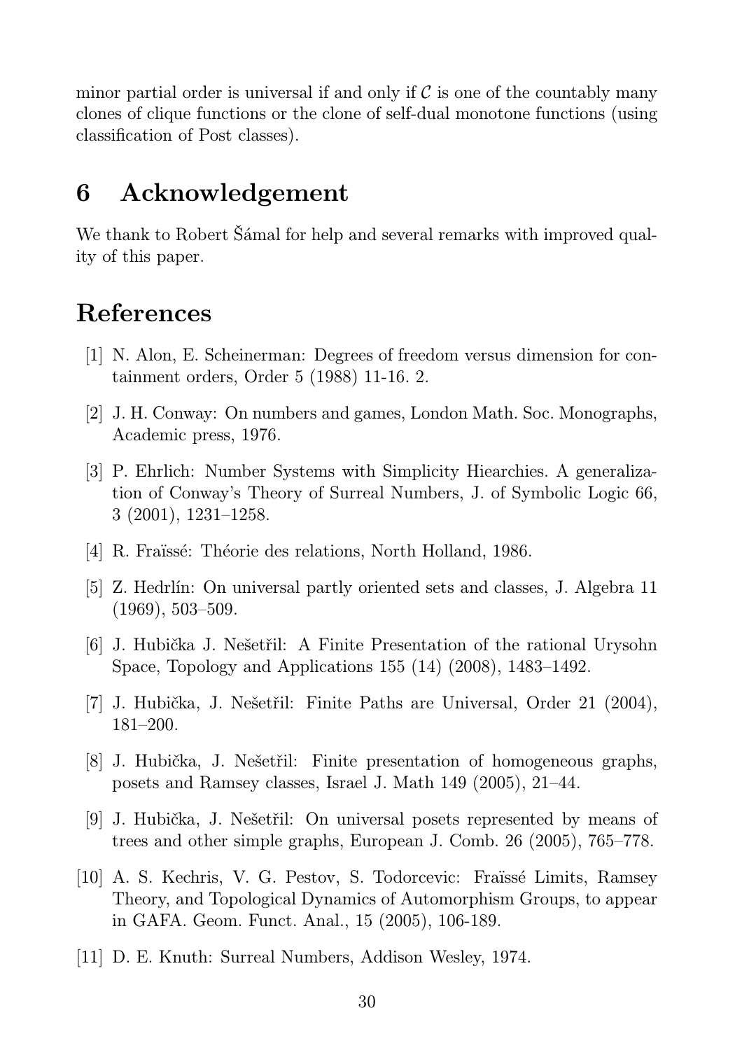minor partial order is universal if and only if $\mathcal{C}$ is one of the countably many clones of clique functions or the clone of self-dual monotone functions (using classification of Post classes).

# 6 Acknowledgement

We thank to Robert Šámal for help and several remarks with improved quality of this paper.

# References

[1] N. Alon, E. Scheinerman: Degrees of freedom versus dimension for containment orders, Order 5 (1988) 11-16. 2.

[2] J. H. Conway: On numbers and games, London Math. Soc. Monographs, Academic press, 1976.

[3] P. Ehrlich: Number Systems with Simplicity Hiearchies. A generalization of Conway's Theory of Surreal Numbers, J. of Symbolic Logic 66, 3 (2001), 1231–1258.

[4] R. Fraïssé: Théorie des relations, North Holland, 1986.

[5] Z. Hedrlín: On universal partly oriented sets and classes, J. Algebra 11 (1969), 503–509.

[6] J. Hubička J. Nešetřil: A Finite Presentation of the rational Urysohn Space, Topology and Applications 155 (14) (2008), 1483–1492.

[7] J. Hubička, J. Nešetřil: Finite Paths are Universal, Order 21 (2004), 181–200.

[8] J. Hubička, J. Nešetřil: Finite presentation of homogeneous graphs, posets and Ramsey classes, Israel J. Math 149 (2005), 21–44.

[9] J. Hubička, J. Nešetřil: On universal posets represented by means of trees and other simple graphs, European J. Comb. 26 (2005), 765–778.

[10] A. S. Kechris, V. G. Pestov, S. Todorcevic: Fraïssé Limits, Ramsey Theory, and Topological Dynamics of Automorphism Groups, to appear in GAFA. Geom. Funct. Anal., 15 (2005), 106-189.

[11] D. E. Knuth: Surreal Numbers, Addison Wesley, 1974.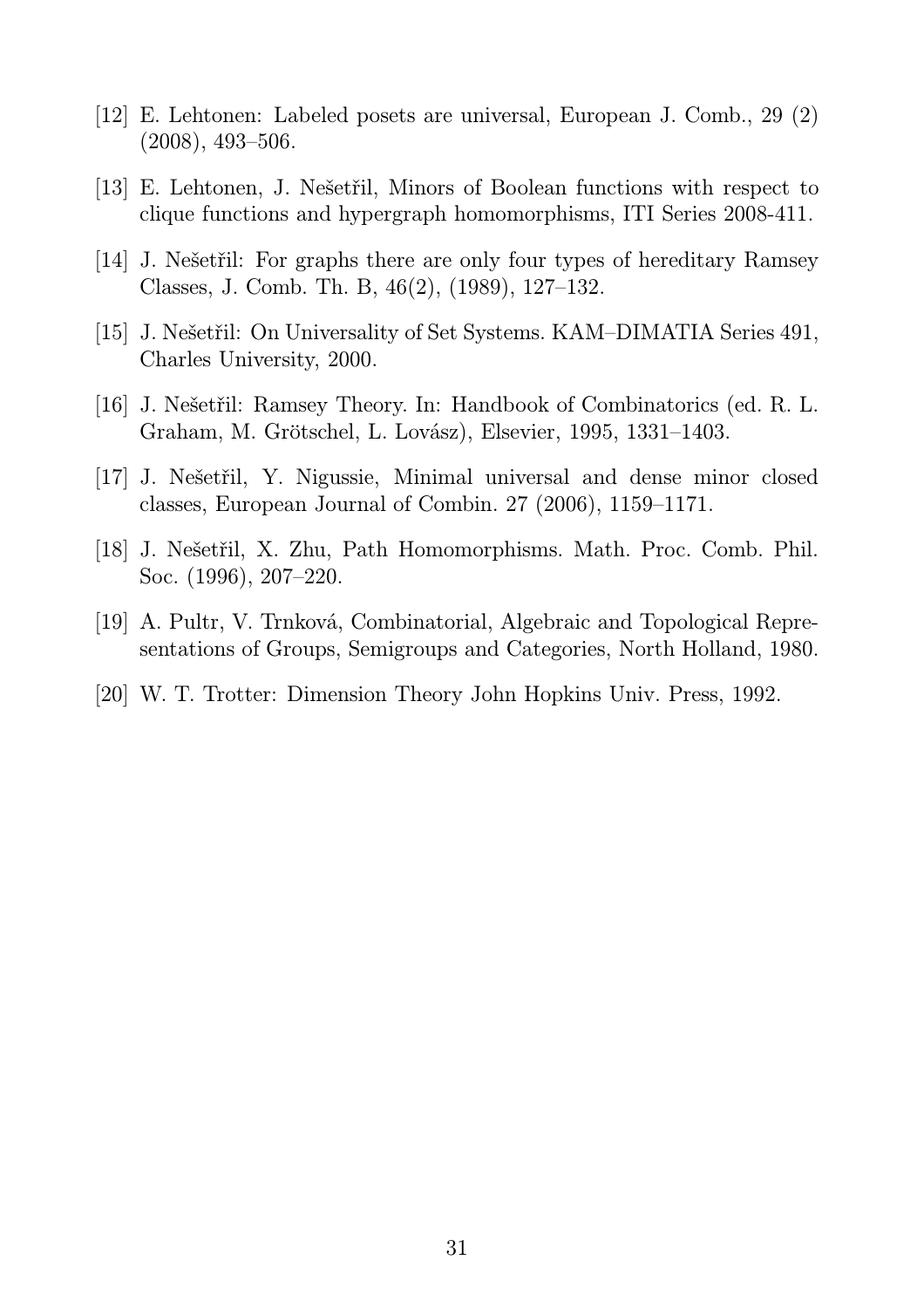[12] E. Lehtonen: Labeled posets are universal, European J. Comb., 29 (2) (2008), 493–506.

[13] E. Lehtonen, J. Nešetřil, Minors of Boolean functions with respect to clique functions and hypergraph homomorphisms, ITI Series 2008-411.

[14] J. Nešetřil: For graphs there are only four types of hereditary Ramsey Classes, J. Comb. Th. B, 46(2), (1989), 127–132.

[15] J. Nešetřil: On Universality of Set Systems. KAM–DIMATIA Series 491, Charles University, 2000.

[16] J. Nešetřil: Ramsey Theory. In: Handbook of Combinatorics (ed. R. L. Graham, M. Grötschel, L. Lovász), Elsevier, 1995, 1331–1403.

[17] J. Nešetřil, Y. Nigussie, Minimal universal and dense minor closed classes, European Journal of Combin. 27 (2006), 1159–1171.

[18] J. Nešetřil, X. Zhu, Path Homomorphisms. Math. Proc. Comb. Phil. Soc. (1996), 207–220.

[19] A. Pultr, V. Trnková, Combinatorial, Algebraic and Topological Representations of Groups, Semigroups and Categories, North Holland, 1980.

[20] W. T. Trotter: Dimension Theory John Hopkins Univ. Press, 1992.